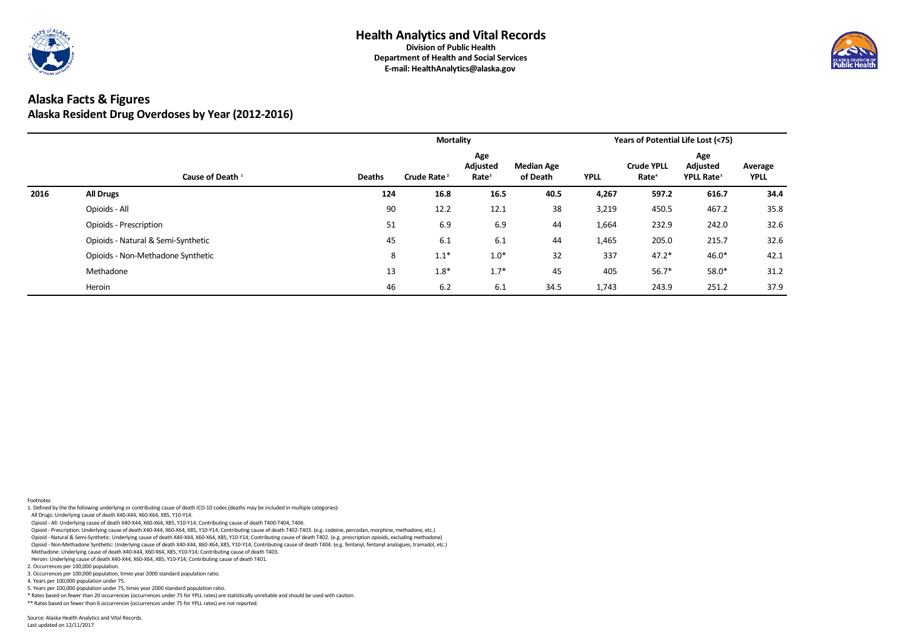# Health Analytics and Vital Records

**Division of Public Health**
**Department of Health and Social Services**
**E-mail: HealthAnalytics@alaska.gov**

## Alaska Facts & Figures

### Alaska Resident Drug Overdoses by Year (2012-2016)

| | | Mortality | | | | Years of Potential Life Lost (<75) | | | |
|---|---|---|---|---|---|---|---|---|---|
| | Cause of Death [1] | Deaths | Crude Rate [2] | Age Adjusted Rate[3] | Median Age of Death | YPLL | Crude YPLL Rate[4] | Age Adjusted YPLL Rate[5] | Average YPLL |
| **2016** | **All Drugs** | **124** | **16.8** | **16.5** | **40.5** | **4,267** | **597.2** | **616.7** | **34.4** |
| | Opioids - All | 90 | 12.2 | 12.1 | 38 | 3,219 | 450.5 | 467.2 | 35.8 |
| | Opioids - Prescription | 51 | 6.9 | 6.9 | 44 | 1,664 | 232.9 | 242.0 | 32.6 |
| | Opioids - Natural & Semi-Synthetic | 45 | 6.1 | 6.1 | 44 | 1,465 | 205.0 | 215.7 | 32.6 |
| | Opioids - Non-Methadone Synthetic | 8 | 1.1* | 1.0* | 32 | 337 | 47.2* | 46.0* | 42.1 |
| | Methadone | 13 | 1.8* | 1.7* | 45 | 405 | 56.7* | 58.0* | 31.2 |
| | Heroin | 46 | 6.2 | 6.1 | 34.5 | 1,743 | 243.9 | 251.2 | 37.9 |

Footnotes

1. Defined by the the following underlying or contributing cause of death ICD-10 codes (deaths may be included in multiple categories):
   All Drugs: Underlying cause of death X40-X44, X60-X64, X85, Y10-Y14.
   Opioid - All: Underlying cause of death X40-X44, X60-X64, X85, Y10-Y14; Contributing cause of death T400-T404, T406.
   Opioid - Prescription: Underlying cause of death X40-X44, X60-X64, X85, Y10-Y14; Contributing cause of death T402-T403. (e.g. codeine, percodan, morphine, methadone, etc.)
   Opioid - Natural & Semi-Synthetic: Underlying cause of death X40-X44, X60-X64, X85, Y10-Y14; Contributing cause of death T402. (e.g. prescription opioids, excluding methadone)
   Opioid - Non-Methadone Synthetic: Underlying cause of death X40-X44, X60-X64, X85, Y10-Y14; Contributing cause of death T404. (e.g. fentanyl, fentanyl analogues, tramadol, etc.)
   Methadone: Underlying cause of death X40-X44, X60-X64, X85, Y10-Y14; Contributing cause of death T403.
   Heroin: Underlying cause of death X40-X44, X60-X64, X85, Y10-Y14; Contributing cause of death T401.
2. Occurrences per 100,000 population.
3. Occurrences per 100,000 population, times year 2000 standard population ratio.
4. Years per 100,000 population under 75.
5. Years per 100,000 population under 75, times year 2000 standard population ratio.

\* Rates based on fewer than 20 occurrences (occurrences under 75 for YPLL rates) are statistically unreliable and should be used with caution.

\*\* Rates based on fewer than 6 occurrences (occurrences under 75 for YPLL rates) are not reported.

Source: Alaska Health Analytics and Vital Records.
Last updated on 12/11/2017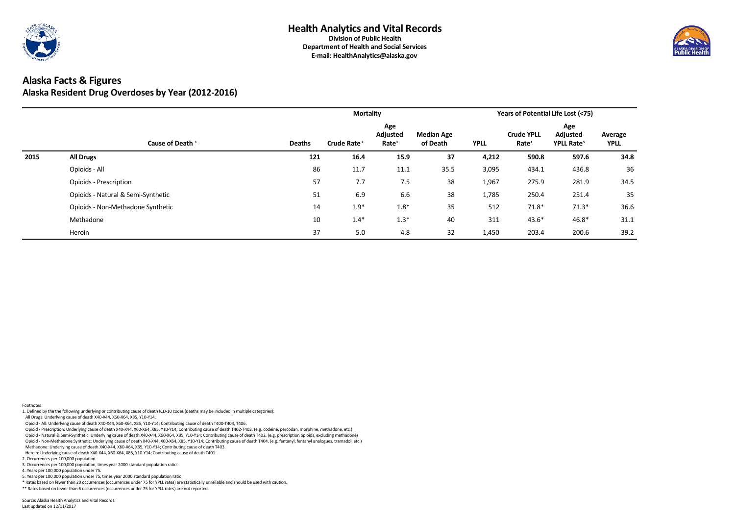# Health Analytics and Vital Records

**Division of Public Health**
**Department of Health and Social Services**
**E-mail: HealthAnalytics@alaska.gov**

## Alaska Facts & Figures

### Alaska Resident Drug Overdoses by Year (2012-2016)

| | | Mortality | | | | Years of Potential Life Lost (<75) | | | |
|---|---|---|---|---|---|---|---|---|---|
| | Cause of Death [1] | Deaths | Crude Rate [2] | Age Adjusted Rate[3] | Median Age of Death | YPLL | Crude YPLL Rate[4] | Age Adjusted YPLL Rate[5] | Average YPLL |
| **2015** | **All Drugs** | **121** | **16.4** | **15.9** | **37** | **4,212** | **590.8** | **597.6** | **34.8** |
| | Opioids - All | 86 | 11.7 | 11.1 | 35.5 | 3,095 | 434.1 | 436.8 | 36 |
| | Opioids - Prescription | 57 | 7.7 | 7.5 | 38 | 1,967 | 275.9 | 281.9 | 34.5 |
| | Opioids - Natural & Semi-Synthetic | 51 | 6.9 | 6.6 | 38 | 1,785 | 250.4 | 251.4 | 35 |
| | Opioids - Non-Methadone Synthetic | 14 | 1.9* | 1.8* | 35 | 512 | 71.8* | 71.3* | 36.6 |
| | Methadone | 10 | 1.4* | 1.3* | 40 | 311 | 43.6* | 46.8* | 31.1 |
| | Heroin | 37 | 5.0 | 4.8 | 32 | 1,450 | 203.4 | 200.6 | 39.2 |

Footnotes

1. Defined by the the following underlying or contributing cause of death ICD-10 codes (deaths may be included in multiple categories):
   All Drugs: Underlying cause of death X40-X44, X60-X64, X85, Y10-Y14.
   Opioid - All: Underlying cause of death X40-X44, X60-X64, X85, Y10-Y14; Contributing cause of death T400-T404, T406.
   Opioid - Prescription: Underlying cause of death X40-X44, X60-X64, X85, Y10-Y14; Contributing cause of death T402-T403. (e.g. codeine, percodan, morphine, methadone, etc.)
   Opioid - Natural & Semi-Synthetic: Underlying cause of death X40-X44, X60-X64, X85, Y10-Y14; Contributing cause of death T402. (e.g. prescription opioids, excluding methadone)
   Opioid - Non-Methadone Synthetic: Underlying cause of death X40-X44, X60-X64, X85, Y10-Y14; Contributing cause of death T404. (e.g. fentanyl, fentanyl analogues, tramadol, etc.)
   Methadone: Underlying cause of death X40-X44, X60-X64, X85, Y10-Y14; Contributing cause of death T403.
   Heroin: Underlying cause of death X40-X44, X60-X64, X85, Y10-Y14; Contributing cause of death T401.
2. Occurrences per 100,000 population.
3. Occurrences per 100,000 population, times year 2000 standard population ratio.
4. Years per 100,000 population under 75.
5. Years per 100,000 population under 75, times year 2000 standard population ratio.

\* Rates based on fewer than 20 occurrences (occurrences under 75 for YPLL rates) are statistically unreliable and should be used with caution.
** Rates based on fewer than 6 occurrences (occurrences under 75 for YPLL rates) are not reported.

Source: Alaska Health Analytics and Vital Records.
Last updated on 12/11/2017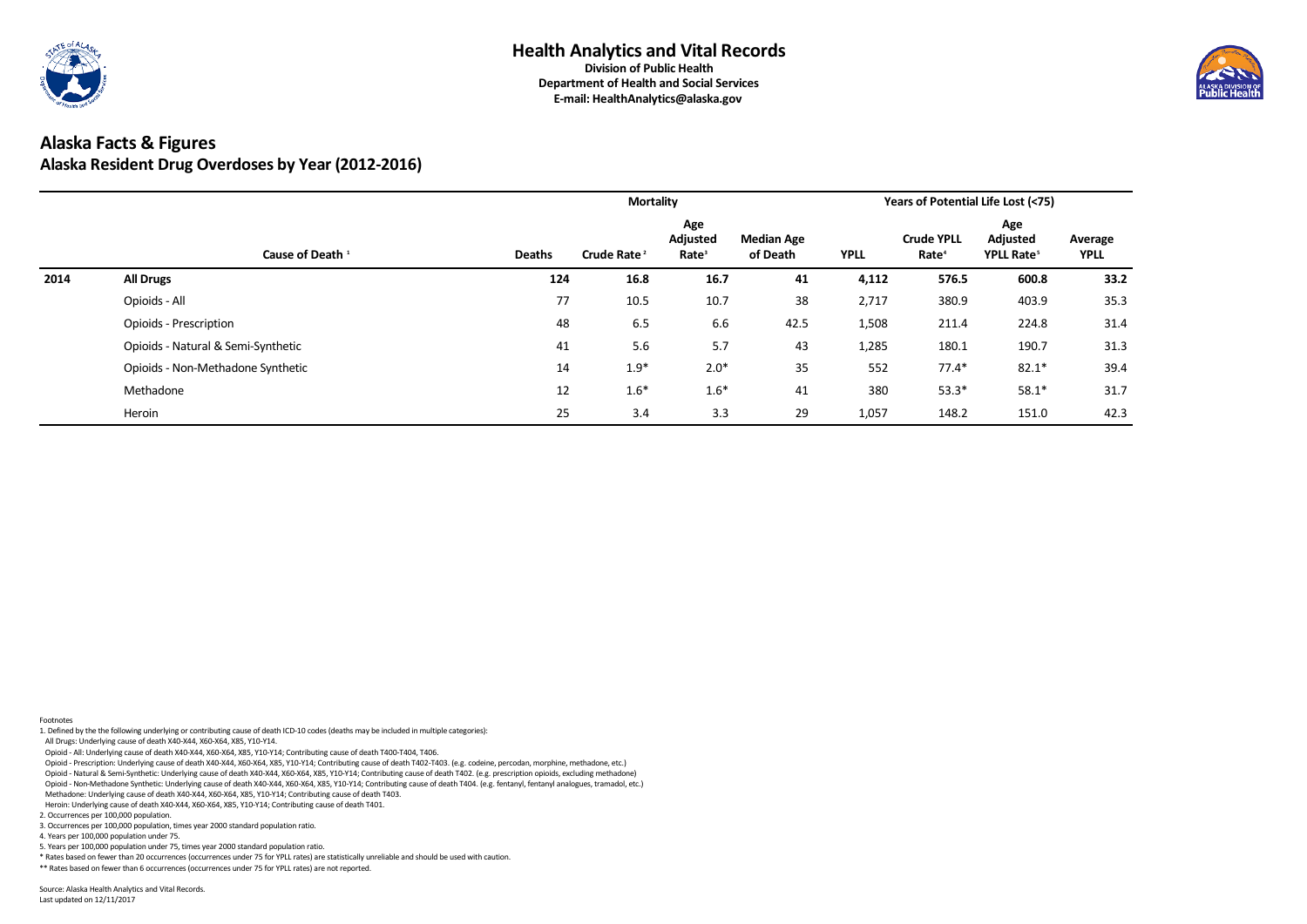# Health Analytics and Vital Records

**Division of Public Health**
**Department of Health and Social Services**
**E-mail: HealthAnalytics@alaska.gov**

## Alaska Facts & Figures

### Alaska Resident Drug Overdoses by Year (2012-2016)

| | | Mortality | | | | Years of Potential Life Lost (<75) | | | |
|---|---|---|---|---|---|---|---|---|---|
| | Cause of Death [1] | Deaths | Crude Rate [2] | Age Adjusted Rate [3] | Median Age of Death | YPLL | Crude YPLL Rate [4] | Age Adjusted YPLL Rate [5] | Average YPLL |
| **2014** | **All Drugs** | **124** | **16.8** | **16.7** | **41** | **4,112** | **576.5** | **600.8** | **33.2** |
| | Opioids - All | 77 | 10.5 | 10.7 | 38 | 2,717 | 380.9 | 403.9 | 35.3 |
| | Opioids - Prescription | 48 | 6.5 | 6.6 | 42.5 | 1,508 | 211.4 | 224.8 | 31.4 |
| | Opioids - Natural & Semi-Synthetic | 41 | 5.6 | 5.7 | 43 | 1,285 | 180.1 | 190.7 | 31.3 |
| | Opioids - Non-Methadone Synthetic | 14 | 1.9* | 2.0* | 35 | 552 | 77.4* | 82.1* | 39.4 |
| | Methadone | 12 | 1.6* | 1.6* | 41 | 380 | 53.3* | 58.1* | 31.7 |
| | Heroin | 25 | 3.4 | 3.3 | 29 | 1,057 | 148.2 | 151.0 | 42.3 |

Footnotes

1. Defined by the the following underlying or contributing cause of death ICD-10 codes (deaths may be included in multiple categories):
   All Drugs: Underlying cause of death X40-X44, X60-X64, X85, Y10-Y14.
   Opioid - All: Underlying cause of death X40-X44, X60-X64, X85, Y10-Y14; Contributing cause of death T400-T404, T406.
   Opioid - Prescription: Underlying cause of death X40-X44, X60-X64, X85, Y10-Y14; Contributing cause of death T402-T403. (e.g. codeine, percodan, morphine, methadone, etc.)
   Opioid - Natural & Semi-Synthetic: Underlying cause of death X40-X44, X60-X64, X85, Y10-Y14; Contributing cause of death T402. (e.g. prescription opioids, excluding methadone)
   Opioid - Non-Methadone Synthetic: Underlying cause of death X40-X44, X60-X64, X85, Y10-Y14; Contributing cause of death T404. (e.g. fentanyl, fentanyl analogues, tramadol, etc.)
   Methadone: Underlying cause of death X40-X44, X60-X64, X85, Y10-Y14; Contributing cause of death T403.
   Heroin: Underlying cause of death X40-X44, X60-X64, X85, Y10-Y14; Contributing cause of death T401.
2. Occurrences per 100,000 population.
3. Occurrences per 100,000 population, times year 2000 standard population ratio.
4. Years per 100,000 population under 75.
5. Years per 100,000 population under 75, times year 2000 standard population ratio.

\* Rates based on fewer than 20 occurrences (occurrences under 75 for YPLL rates) are statistically unreliable and should be used with caution.

\*\* Rates based on fewer than 6 occurrences (occurrences under 75 for YPLL rates) are not reported.

Source: Alaska Health Analytics and Vital Records.
Last updated on 12/11/2017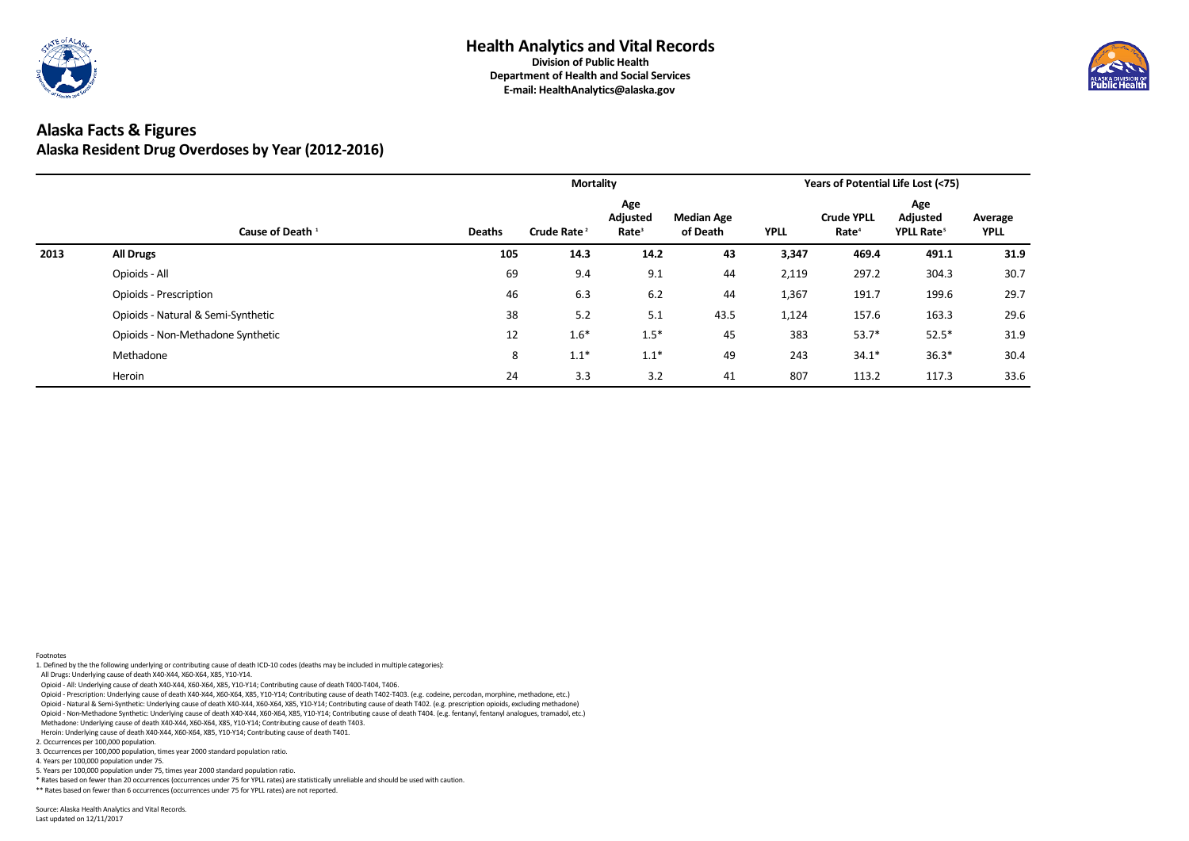# Health Analytics and Vital Records

**Division of Public Health**
**Department of Health and Social Services**
**E-mail: HealthAnalytics@alaska.gov**

## Alaska Facts & Figures
### Alaska Resident Drug Overdoses by Year (2012-2016)

| | | Mortality | | | | Years of Potential Life Lost (<75) | | | |
|---|---|---|---|---|---|---|---|---|---|
| | Cause of Death [1] | Deaths | Crude Rate [2] | Age Adjusted Rate [3] | Median Age of Death | YPLL | Crude YPLL Rate [4] | Age Adjusted YPLL Rate [5] | Average YPLL |
| **2013** | **All Drugs** | **105** | **14.3** | **14.2** | **43** | **3,347** | **469.4** | **491.1** | **31.9** |
| | Opioids - All | 69 | 9.4 | 9.1 | 44 | 2,119 | 297.2 | 304.3 | 30.7 |
| | Opioids - Prescription | 46 | 6.3 | 6.2 | 44 | 1,367 | 191.7 | 199.6 | 29.7 |
| | Opioids - Natural & Semi-Synthetic | 38 | 5.2 | 5.1 | 43.5 | 1,124 | 157.6 | 163.3 | 29.6 |
| | Opioids - Non-Methadone Synthetic | 12 | 1.6* | 1.5* | 45 | 383 | 53.7* | 52.5* | 31.9 |
| | Methadone | 8 | 1.1* | 1.1* | 49 | 243 | 34.1* | 36.3* | 30.4 |
| | Heroin | 24 | 3.3 | 3.2 | 41 | 807 | 113.2 | 117.3 | 33.6 |

Footnotes

1. Defined by the the following underlying or contributing cause of death ICD-10 codes (deaths may be included in multiple categories):
   All Drugs: Underlying cause of death X40-X44, X60-X64, X85, Y10-Y14.
   Opioid - All: Underlying cause of death X40-X44, X60-X64, X85, Y10-Y14; Contributing cause of death T400-T404, T406.
   Opioid - Prescription: Underlying cause of death X40-X44, X60-X64, X85, Y10-Y14; Contributing cause of death T402-T403. (e.g. codeine, percodan, morphine, methadone, etc.)
   Opioid - Natural & Semi-Synthetic: Underlying cause of death X40-X44, X60-X64, X85, Y10-Y14; Contributing cause of death T402. (e.g. prescription opioids, excluding methadone)
   Opioid - Non-Methadone Synthetic: Underlying cause of death X40-X44, X60-X64, X85, Y10-Y14; Contributing cause of death T404. (e.g. fentanyl, fentanyl analogues, tramadol, etc.)
   Methadone: Underlying cause of death X40-X44, X60-X64, X85, Y10-Y14; Contributing cause of death T403.
   Heroin: Underlying cause of death X40-X44, X60-X64, X85, Y10-Y14; Contributing cause of death T401.
2. Occurrences per 100,000 population.
3. Occurrences per 100,000 population, times year 2000 standard population ratio.
4. Years per 100,000 population under 75.
5. Years per 100,000 population under 75, times year 2000 standard population ratio.

\* Rates based on fewer than 20 occurrences (occurrences under 75 for YPLL rates) are statistically unreliable and should be used with caution.

\*\* Rates based on fewer than 6 occurrences (occurrences under 75 for YPLL rates) are not reported.

Source: Alaska Health Analytics and Vital Records.
Last updated on 12/11/2017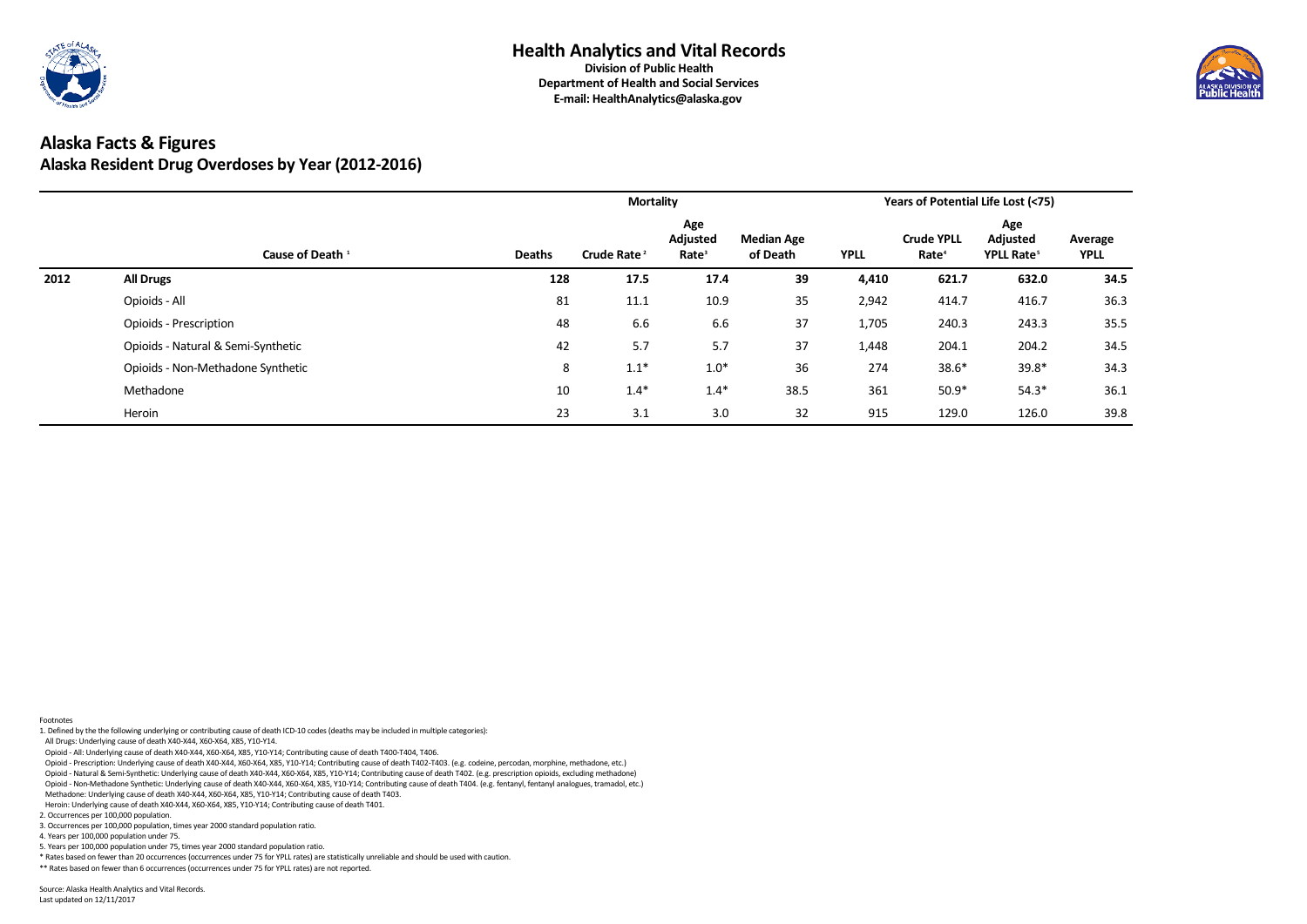## Health Analytics and Vital Records

**Division of Public Health**
**Department of Health and Social Services**
**E-mail: HealthAnalytics@alaska.gov**

# Alaska Facts & Figures

## Alaska Resident Drug Overdoses by Year (2012-2016)

| | | Mortality | | | | Years of Potential Life Lost (<75) | | | |
|---|---|---|---|---|---|---|---|---|---|
| | Cause of Death [1] | Deaths | Crude Rate [2] | Age Adjusted Rate [3] | Median Age of Death | YPLL | Crude YPLL Rate [4] | Age Adjusted YPLL Rate [5] | Average YPLL |
| **2012** | **All Drugs** | **128** | **17.5** | **17.4** | **39** | **4,410** | **621.7** | **632.0** | **34.5** |
| | Opioids - All | 81 | 11.1 | 10.9 | 35 | 2,942 | 414.7 | 416.7 | 36.3 |
| | Opioids - Prescription | 48 | 6.6 | 6.6 | 37 | 1,705 | 240.3 | 243.3 | 35.5 |
| | Opioids - Natural & Semi-Synthetic | 42 | 5.7 | 5.7 | 37 | 1,448 | 204.1 | 204.2 | 34.5 |
| | Opioids - Non-Methadone Synthetic | 8 | 1.1* | 1.0* | 36 | 274 | 38.6* | 39.8* | 34.3 |
| | Methadone | 10 | 1.4* | 1.4* | 38.5 | 361 | 50.9* | 54.3* | 36.1 |
| | Heroin | 23 | 3.1 | 3.0 | 32 | 915 | 129.0 | 126.0 | 39.8 |

Footnotes

1. Defined by the the following underlying or contributing cause of death ICD-10 codes (deaths may be included in multiple categories):
   All Drugs: Underlying cause of death X40-X44, X60-X64, X85, Y10-Y14.
   Opioid - All: Underlying cause of death X40-X44, X60-X64, X85, Y10-Y14; Contributing cause of death T400-T404, T406.
   Opioid - Prescription: Underlying cause of death X40-X44, X60-X64, X85, Y10-Y14; Contributing cause of death T402-T403. (e.g. codeine, percodan, morphine, methadone, etc.)
   Opioid - Natural & Semi-Synthetic: Underlying cause of death X40-X44, X60-X64, X85, Y10-Y14; Contributing cause of death T402. (e.g. prescription opioids, excluding methadone)
   Opioid - Non-Methadone Synthetic: Underlying cause of death X40-X44, X60-X64, X85, Y10-Y14; Contributing cause of death T404. (e.g. fentanyl, fentanyl analogues, tramadol, etc.)
   Methadone: Underlying cause of death X40-X44, X60-X64, X85, Y10-Y14; Contributing cause of death T403.
   Heroin: Underlying cause of death X40-X44, X60-X64, X85, Y10-Y14; Contributing cause of death T401.
2. Occurrences per 100,000 population.
3. Occurrences per 100,000 population, times year 2000 standard population ratio.
4. Years per 100,000 population under 75.
5. Years per 100,000 population under 75, times year 2000 standard population ratio.

\* Rates based on fewer than 20 occurrences (occurrences under 75 for YPLL rates) are statistically unreliable and should be used with caution.

\*\* Rates based on fewer than 6 occurrences (occurrences under 75 for YPLL rates) are not reported.

Source: Alaska Health Analytics and Vital Records.
Last updated on 12/11/2017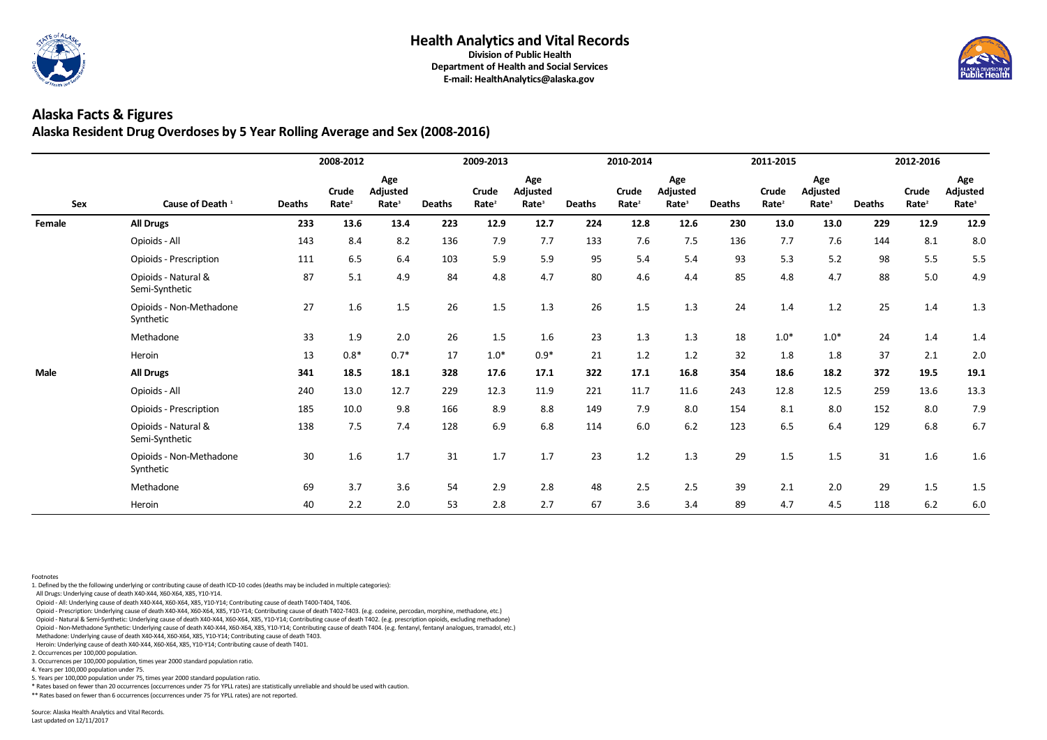# Health Analytics and Vital Records

**Division of Public Health**
**Department of Health and Social Services**
**E-mail: HealthAnalytics@alaska.gov**

## Alaska Facts & Figures

### Alaska Resident Drug Overdoses by 5 Year Rolling Average and Sex (2008-2016)

| | | 2008-2012 | | | 2009-2013 | | | 2010-2014 | | | 2011-2015 | | | 2012-2016 | | |
|---|---|---|---|---|---|---|---|---|---|---|---|---|---|---|---|---|
| **Sex** | **Cause of Death [1]** | **Deaths** | **Crude Rate[2]** | **Age Adjusted Rate[3]** | **Deaths** | **Crude Rate[2]** | **Age Adjusted Rate[3]** | **Deaths** | **Crude Rate[2]** | **Age Adjusted Rate[3]** | **Deaths** | **Crude Rate[2]** | **Age Adjusted Rate[3]** | **Deaths** | **Crude Rate[2]** | **Age Adjusted Rate[3]** |
| **Female** | **All Drugs** | **233** | **13.6** | **13.4** | **223** | **12.9** | **12.7** | **224** | **12.8** | **12.6** | **230** | **13.0** | **13.0** | **229** | **12.9** | **12.9** |
| | Opioids - All | 143 | 8.4 | 8.2 | 136 | 7.9 | 7.7 | 133 | 7.6 | 7.5 | 136 | 7.7 | 7.6 | 144 | 8.1 | 8.0 |
| | Opioids - Prescription | 111 | 6.5 | 6.4 | 103 | 5.9 | 5.9 | 95 | 5.4 | 5.4 | 93 | 5.3 | 5.2 | 98 | 5.5 | 5.5 |
| | Opioids - Natural & Semi-Synthetic | 87 | 5.1 | 4.9 | 84 | 4.8 | 4.7 | 80 | 4.6 | 4.4 | 85 | 4.8 | 4.7 | 88 | 5.0 | 4.9 |
| | Opioids - Non-Methadone Synthetic | 27 | 1.6 | 1.5 | 26 | 1.5 | 1.3 | 26 | 1.5 | 1.3 | 24 | 1.4 | 1.2 | 25 | 1.4 | 1.3 |
| | Methadone | 33 | 1.9 | 2.0 | 26 | 1.5 | 1.6 | 23 | 1.3 | 1.3 | 18 | 1.0* | 1.0* | 24 | 1.4 | 1.4 |
| | Heroin | 13 | 0.8* | 0.7* | 17 | 1.0* | 0.9* | 21 | 1.2 | 1.2 | 32 | 1.8 | 1.8 | 37 | 2.1 | 2.0 |
| **Male** | **All Drugs** | **341** | **18.5** | **18.1** | **328** | **17.6** | **17.1** | **322** | **17.1** | **16.8** | **354** | **18.6** | **18.2** | **372** | **19.5** | **19.1** |
| | Opioids - All | 240 | 13.0 | 12.7 | 229 | 12.3 | 11.9 | 221 | 11.7 | 11.6 | 243 | 12.8 | 12.5 | 259 | 13.6 | 13.3 |
| | Opioids - Prescription | 185 | 10.0 | 9.8 | 166 | 8.9 | 8.8 | 149 | 7.9 | 8.0 | 154 | 8.1 | 8.0 | 152 | 8.0 | 7.9 |
| | Opioids - Natural & Semi-Synthetic | 138 | 7.5 | 7.4 | 128 | 6.9 | 6.8 | 114 | 6.0 | 6.2 | 123 | 6.5 | 6.4 | 129 | 6.8 | 6.7 |
| | Opioids - Non-Methadone Synthetic | 30 | 1.6 | 1.7 | 31 | 1.7 | 1.7 | 23 | 1.2 | 1.3 | 29 | 1.5 | 1.5 | 31 | 1.6 | 1.6 |
| | Methadone | 69 | 3.7 | 3.6 | 54 | 2.9 | 2.8 | 48 | 2.5 | 2.5 | 39 | 2.1 | 2.0 | 29 | 1.5 | 1.5 |
| | Heroin | 40 | 2.2 | 2.0 | 53 | 2.8 | 2.7 | 67 | 3.6 | 3.4 | 89 | 4.7 | 4.5 | 118 | 6.2 | 6.0 |

Footnotes

1. Defined by the the following underlying or contributing cause of death ICD-10 codes (deaths may be included in multiple categories):
   All Drugs: Underlying cause of death X40-X44, X60-X64, X85, Y10-Y14.
   Opioid - All: Underlying cause of death X40-X44, X60-X64, X85, Y10-Y14; Contributing cause of death T400-T404, T406.
   Opioid - Prescription: Underlying cause of death X40-X44, X60-X64, X85, Y10-Y14; Contributing cause of death T402-T403. (e.g. codeine, percodan, morphine, methadone, etc.)
   Opioid - Natural & Semi-Synthetic: Underlying cause of death X40-X44, X60-X64, X85, Y10-Y14; Contributing cause of death T402. (e.g. prescription opioids, excluding methadone)
   Opioid - Non-Methadone Synthetic: Underlying cause of death X40-X44, X60-X64, X85, Y10-Y14; Contributing cause of death T404. (e.g. fentanyl, fentanyl analogues, tramadol, etc.)
   Methadone: Underlying cause of death X40-X44, X60-X64, X85, Y10-Y14; Contributing cause of death T403.
   Heroin: Underlying cause of death X40-X44, X60-X64, X85, Y10-Y14; Contributing cause of death T401.
2. Occurrences per 100,000 population.
3. Occurrences per 100,000 population, times year 2000 standard population ratio.
4. Years per 100,000 population under 75.
5. Years per 100,000 population under 75, times year 2000 standard population ratio.

\* Rates based on fewer than 20 occurrences (occurrences under 75 for YPLL rates) are statistically unreliable and should be used with caution.

\*\* Rates based on fewer than 6 occurrences (occurrences under 75 for YPLL rates) are not reported.

Source: Alaska Health Analytics and Vital Records.
Last updated on 12/11/2017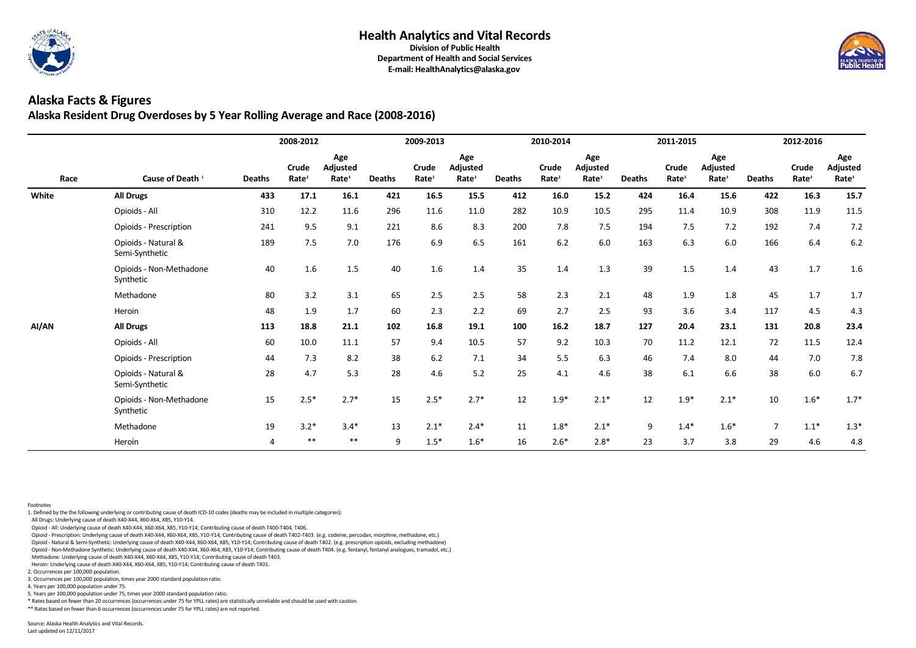# Health Analytics and Vital Records

**Division of Public Health**
**Department of Health and Social Services**
**E-mail: HealthAnalytics@alaska.gov**

## Alaska Facts & Figures

### Alaska Resident Drug Overdoses by 5 Year Rolling Average and Race (2008-2016)

| | | 2008-2012 | | | 2009-2013 | | | 2010-2014 | | | 2011-2015 | | | 2012-2016 | | |
|---|---|---|---|---|---|---|---|---|---|---|---|---|---|---|---|---|
| Race | Cause of Death [1] | Deaths | Crude Rate[2] | Age Adjusted Rate[3] | Deaths | Crude Rate[2] | Age Adjusted Rate[3] | Deaths | Crude Rate[2] | Age Adjusted Rate[3] | Deaths | Crude Rate[2] | Age Adjusted Rate[3] | Deaths | Crude Rate[2] | Age Adjusted Rate[3] |
| **White** | **All Drugs** | **433** | **17.1** | **16.1** | **421** | **16.5** | **15.5** | **412** | **16.0** | **15.2** | **424** | **16.4** | **15.6** | **422** | **16.3** | **15.7** |
| | Opioids - All | 310 | 12.2 | 11.6 | 296 | 11.6 | 11.0 | 282 | 10.9 | 10.5 | 295 | 11.4 | 10.9 | 308 | 11.9 | 11.5 |
| | Opioids - Prescription | 241 | 9.5 | 9.1 | 221 | 8.6 | 8.3 | 200 | 7.8 | 7.5 | 194 | 7.5 | 7.2 | 192 | 7.4 | 7.2 |
| | Opioids - Natural & Semi-Synthetic | 189 | 7.5 | 7.0 | 176 | 6.9 | 6.5 | 161 | 6.2 | 6.0 | 163 | 6.3 | 6.0 | 166 | 6.4 | 6.2 |
| | Opioids - Non-Methadone Synthetic | 40 | 1.6 | 1.5 | 40 | 1.6 | 1.4 | 35 | 1.4 | 1.3 | 39 | 1.5 | 1.4 | 43 | 1.7 | 1.6 |
| | Methadone | 80 | 3.2 | 3.1 | 65 | 2.5 | 2.5 | 58 | 2.3 | 2.1 | 48 | 1.9 | 1.8 | 45 | 1.7 | 1.7 |
| | Heroin | 48 | 1.9 | 1.7 | 60 | 2.3 | 2.2 | 69 | 2.7 | 2.5 | 93 | 3.6 | 3.4 | 117 | 4.5 | 4.3 |
| **AI/AN** | **All Drugs** | **113** | **18.8** | **21.1** | **102** | **16.8** | **19.1** | **100** | **16.2** | **18.7** | **127** | **20.4** | **23.1** | **131** | **20.8** | **23.4** |
| | Opioids - All | 60 | 10.0 | 11.1 | 57 | 9.4 | 10.5 | 57 | 9.2 | 10.3 | 70 | 11.2 | 12.1 | 72 | 11.5 | 12.4 |
| | Opioids - Prescription | 44 | 7.3 | 8.2 | 38 | 6.2 | 7.1 | 34 | 5.5 | 6.3 | 46 | 7.4 | 8.0 | 44 | 7.0 | 7.8 |
| | Opioids - Natural & Semi-Synthetic | 28 | 4.7 | 5.3 | 28 | 4.6 | 5.2 | 25 | 4.1 | 4.6 | 38 | 6.1 | 6.6 | 38 | 6.0 | 6.7 |
| | Opioids - Non-Methadone Synthetic | 15 | 2.5* | 2.7* | 15 | 2.5* | 2.7* | 12 | 1.9* | 2.1* | 12 | 1.9* | 2.1* | 10 | 1.6* | 1.7* |
| | Methadone | 19 | 3.2* | 3.4* | 13 | 2.1* | 2.4* | 11 | 1.8* | 2.1* | 9 | 1.4* | 1.6* | 7 | 1.1* | 1.3* |
| | Heroin | 4 | ** | ** | 9 | 1.5* | 1.6* | 16 | 2.6* | 2.8* | 23 | 3.7 | 3.8 | 29 | 4.6 | 4.8 |

Footnotes

1. Defined by the the following underlying or contributing cause of death ICD-10 codes (deaths may be included in multiple categories):
   All Drugs: Underlying cause of death X40-X44, X60-X64, X85, Y10-Y14.
   Opioid - All: Underlying cause of death X40-X44, X60-X64, X85, Y10-Y14; Contributing cause of death T400-T404, T406.
   Opioid - Prescription: Underlying cause of death X40-X44, X60-X64, X85, Y10-Y14; Contributing cause of death T402-T403. (e.g. codeine, percodan, morphine, methadone, etc.)
   Opioid - Natural & Semi-Synthetic: Underlying cause of death X40-X44, X60-X64, X85, Y10-Y14; Contributing cause of death T402. (e.g. prescription opioids, excluding methadone)
   Opioid - Non-Methadone Synthetic: Underlying cause of death X40-X44, X60-X64, X85, Y10-Y14; Contributing cause of death T404. (e.g. fentanyl, fentanyl analogues, tramadol, etc.)
   Methadone: Underlying cause of death X40-X44, X60-X64, X85, Y10-Y14; Contributing cause of death T403.
   Heroin: Underlying cause of death X40-X44, X60-X64, X85, Y10-Y14; Contributing cause of death T401.
2. Occurrences per 100,000 population.
3. Occurrences per 100,000 population, times year 2000 standard population ratio.
4. Years per 100,000 population under 75.
5. Years per 100,000 population under 75, times year 2000 standard population ratio.

\* Rates based on fewer than 20 occurrences (occurrences under 75 for YPLL rates) are statistically unreliable and should be used with caution.

\** Rates based on fewer than 6 occurrences (occurrences under 75 for YPLL rates) are not reported.

Source: Alaska Health Analytics and Vital Records.
Last updated on 12/11/2017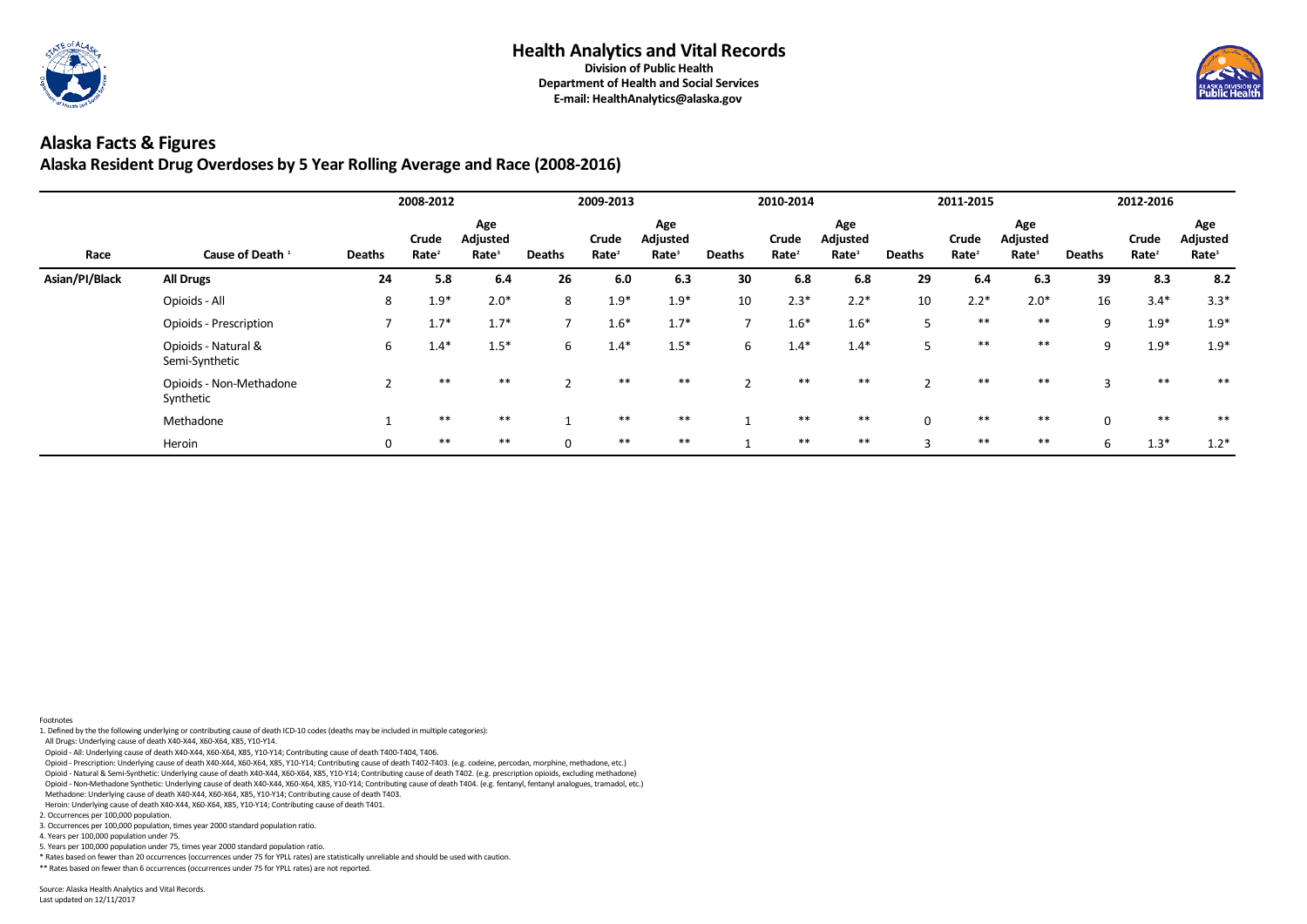# Health Analytics and Vital Records

**Division of Public Health**
**Department of Health and Social Services**
**E-mail: HealthAnalytics@alaska.gov**

## Alaska Facts & Figures

### Alaska Resident Drug Overdoses by 5 Year Rolling Average and Race (2008-2016)

| | | 2008-2012 | | | 2009-2013 | | | 2010-2014 | | | 2011-2015 | | | 2012-2016 | | |
|---|---|---|---|---|---|---|---|---|---|---|---|---|---|---|---|---|
| Race | Cause of Death [1] | Deaths | Crude Rate[2] | Age Adjusted Rate[3] | Deaths | Crude Rate[2] | Age Adjusted Rate[3] | Deaths | Crude Rate[2] | Age Adjusted Rate[3] | Deaths | Crude Rate[2] | Age Adjusted Rate[3] | Deaths | Crude Rate[2] | Age Adjusted Rate[3] |
| **Asian/PI/Black** | **All Drugs** | **24** | **5.8** | **6.4** | **26** | **6.0** | **6.3** | **30** | **6.8** | **6.8** | **29** | **6.4** | **6.3** | **39** | **8.3** | **8.2** |
| | Opioids - All | 8 | 1.9* | 2.0* | 8 | 1.9* | 1.9* | 10 | 2.3* | 2.2* | 10 | 2.2* | 2.0* | 16 | 3.4* | 3.3* |
| | Opioids - Prescription | 7 | 1.7* | 1.7* | 7 | 1.6* | 1.7* | 7 | 1.6* | 1.6* | 5 | ** | ** | 9 | 1.9* | 1.9* |
| | Opioids - Natural & Semi-Synthetic | 6 | 1.4* | 1.5* | 6 | 1.4* | 1.5* | 6 | 1.4* | 1.4* | 5 | ** | ** | 9 | 1.9* | 1.9* |
| | Opioids - Non-Methadone Synthetic | 2 | ** | ** | 2 | ** | ** | 2 | ** | ** | 2 | ** | ** | 3 | ** | ** |
| | Methadone | 1 | ** | ** | 1 | ** | ** | 1 | ** | ** | 0 | ** | ** | 0 | ** | ** |
| | Heroin | 0 | ** | ** | 0 | ** | ** | 1 | ** | ** | 3 | ** | ** | 6 | 1.3* | 1.2* |

Footnotes

1. Defined by the the following underlying or contributing cause of death ICD-10 codes (deaths may be included in multiple categories):
   All Drugs: Underlying cause of death X40-X44, X60-X64, X85, Y10-Y14.
   Opioid - All: Underlying cause of death X40-X44, X60-X64, X85, Y10-Y14; Contributing cause of death T400-T404, T406.
   Opioid - Prescription: Underlying cause of death X40-X44, X60-X64, X85, Y10-Y14; Contributing cause of death T402-T403. (e.g. codeine, percodan, morphine, methadone, etc.)
   Opioid - Natural & Semi-Synthetic: Underlying cause of death X40-X44, X60-X64, X85, Y10-Y14; Contributing cause of death T402. (e.g. prescription opioids, excluding methadone)
   Opioid - Non-Methadone Synthetic: Underlying cause of death X40-X44, X60-X64, X85, Y10-Y14; Contributing cause of death T404. (e.g. fentanyl, fentanyl analogues, tramadol, etc.)
   Methadone: Underlying cause of death X40-X44, X60-X64, X85, Y10-Y14; Contributing cause of death T403.
   Heroin: Underlying cause of death X40-X44, X60-X64, X85, Y10-Y14; Contributing cause of death T401.
2. Occurrences per 100,000 population.
3. Occurrences per 100,000 population, times year 2000 standard population ratio.
4. Years per 100,000 population under 75.
5. Years per 100,000 population under 75, times year 2000 standard population ratio.

\* Rates based on fewer than 20 occurrences (occurrences under 75 for YPLL rates) are statistically unreliable and should be used with caution.

\*\* Rates based on fewer than 6 occurrences (occurrences under 75 for YPLL rates) are not reported.

Source: Alaska Health Analytics and Vital Records.
Last updated on 12/11/2017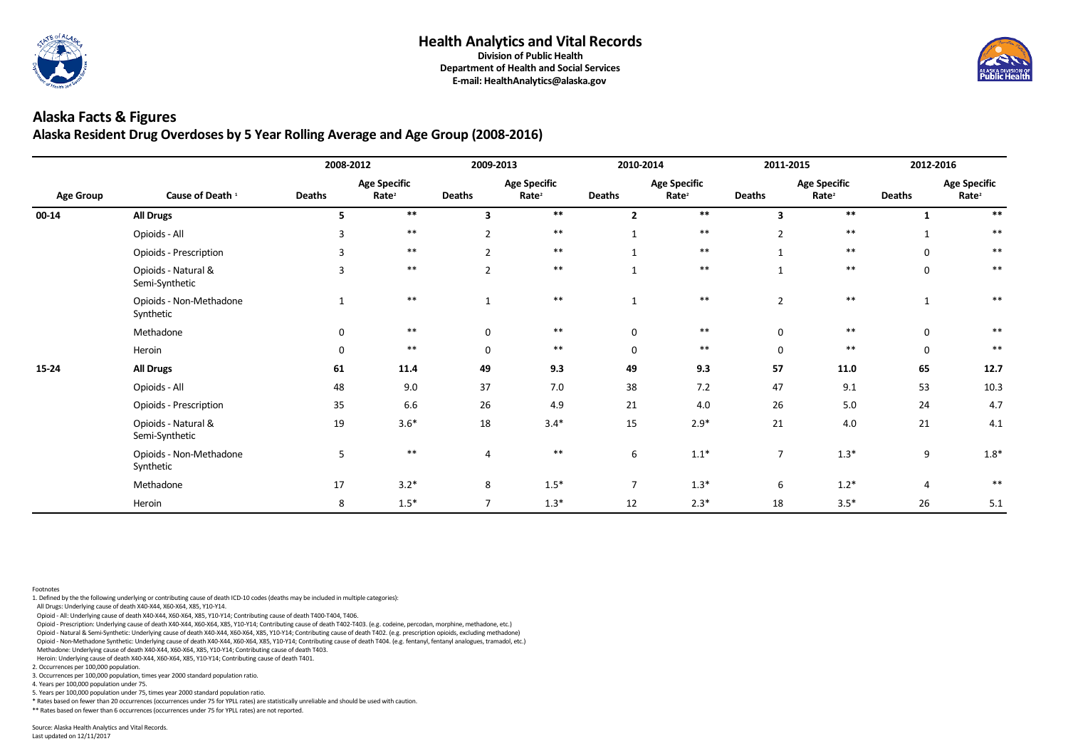# Health Analytics and Vital Records

**Division of Public Health**
**Department of Health and Social Services**
**E-mail: HealthAnalytics@alaska.gov**

## Alaska Facts & Figures

### Alaska Resident Drug Overdoses by 5 Year Rolling Average and Age Group (2008-2016)

| | | 2008-2012 | | 2009-2013 | | 2010-2014 | | 2011-2015 | | 2012-2016 | |
|---|---|---|---|---|---|---|---|---|---|---|---|
| Age Group | Cause of Death [1] | Deaths | Age Specific Rate[2] | Deaths | Age Specific Rate[2] | Deaths | Age Specific Rate[2] | Deaths | Age Specific Rate[2] | Deaths | Age Specific Rate[2] |
| **00-14** | **All Drugs** | **5** | ** | **3** | ** | **2** | ** | **3** | ** | **1** | ** |
| | Opioids - All | 3 | ** | 2 | ** | 1 | ** | 2 | ** | 1 | ** |
| | Opioids - Prescription | 3 | ** | 2 | ** | 1 | ** | 1 | ** | 0 | ** |
| | Opioids - Natural & Semi-Synthetic | 3 | ** | 2 | ** | 1 | ** | 1 | ** | 0 | ** |
| | Opioids - Non-Methadone Synthetic | 1 | ** | 1 | ** | 1 | ** | 2 | ** | 1 | ** |
| | Methadone | 0 | ** | 0 | ** | 0 | ** | 0 | ** | 0 | ** |
| | Heroin | 0 | ** | 0 | ** | 0 | ** | 0 | ** | 0 | ** |
| **15-24** | **All Drugs** | **61** | **11.4** | **49** | **9.3** | **49** | **9.3** | **57** | **11.0** | **65** | **12.7** |
| | Opioids - All | 48 | 9.0 | 37 | 7.0 | 38 | 7.2 | 47 | 9.1 | 53 | 10.3 |
| | Opioids - Prescription | 35 | 6.6 | 26 | 4.9 | 21 | 4.0 | 26 | 5.0 | 24 | 4.7 |
| | Opioids - Natural & Semi-Synthetic | 19 | 3.6* | 18 | 3.4* | 15 | 2.9* | 21 | 4.0 | 21 | 4.1 |
| | Opioids - Non-Methadone Synthetic | 5 | ** | 4 | ** | 6 | 1.1* | 7 | 1.3* | 9 | 1.8* |
| | Methadone | 17 | 3.2* | 8 | 1.5* | 7 | 1.3* | 6 | 1.2* | 4 | ** |
| | Heroin | 8 | 1.5* | 7 | 1.3* | 12 | 2.3* | 18 | 3.5* | 26 | 5.1 |

Footnotes

1. Defined by the the following underlying or contributing cause of death ICD-10 codes (deaths may be included in multiple categories):
   All Drugs: Underlying cause of death X40-X44, X60-X64, X85, Y10-Y14.
   Opioid - All: Underlying cause of death X40-X44, X60-X64, X85, Y10-Y14; Contributing cause of death T400-T404, T406.
   Opioid - Prescription: Underlying cause of death X40-X44, X60-X64, X85, Y10-Y14; Contributing cause of death T402-T403. (e.g. codeine, percodan, morphine, methadone, etc.)
   Opioid - Natural & Semi-Synthetic: Underlying cause of death X40-X44, X60-X64, X85, Y10-Y14; Contributing cause of death T402. (e.g. prescription opioids, excluding methadone)
   Opioid - Non-Methadone Synthetic: Underlying cause of death X40-X44, X60-X64, X85, Y10-Y14; Contributing cause of death T404. (e.g. fentanyl, fentanyl analogues, tramadol, etc.)
   Methadone: Underlying cause of death X40-X44, X60-X64, X85, Y10-Y14; Contributing cause of death T403.
   Heroin: Underlying cause of death X40-X44, X60-X64, X85, Y10-Y14; Contributing cause of death T401.
2. Occurrences per 100,000 population.
3. Occurrences per 100,000 population, times year 2000 standard population ratio.
4. Years per 100,000 population under 75.
5. Years per 100,000 population under 75, times year 2000 standard population ratio.

\* Rates based on fewer than 20 occurrences (occurrences under 75 for YPLL rates) are statistically unreliable and should be used with caution.

\*\* Rates based on fewer than 6 occurrences (occurrences under 75 for YPLL rates) are not reported.

Source: Alaska Health Analytics and Vital Records.
Last updated on 12/11/2017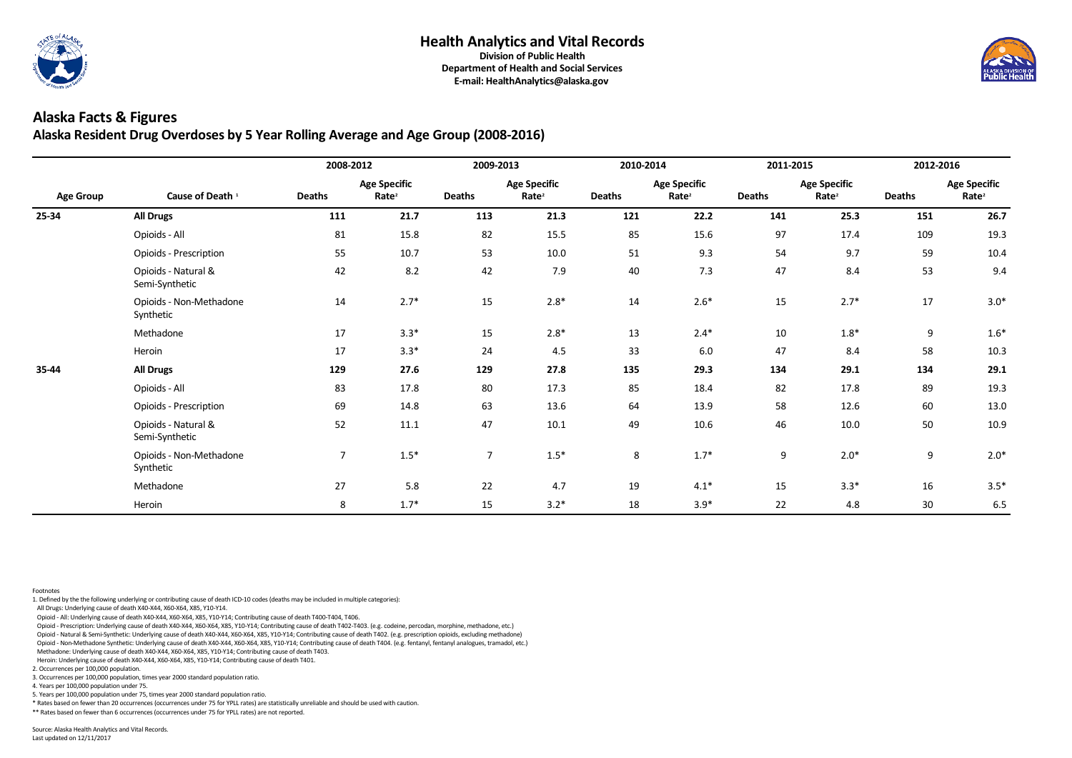# Health Analytics and Vital Records

**Division of Public Health**
**Department of Health and Social Services**
**E-mail: HealthAnalytics@alaska.gov**

## Alaska Facts & Figures

### Alaska Resident Drug Overdoses by 5 Year Rolling Average and Age Group (2008-2016)

| | | 2008-2012 | | 2009-2013 | | 2010-2014 | | 2011-2015 | | 2012-2016 | |
|---|---|---|---|---|---|---|---|---|---|---|---|
| **Age Group** | **Cause of Death [1]** | **Deaths** | **Age Specific Rate[2]** | **Deaths** | **Age Specific Rate[2]** | **Deaths** | **Age Specific Rate[2]** | **Deaths** | **Age Specific Rate[2]** | **Deaths** | **Age Specific Rate[2]** |
| **25-34** | **All Drugs** | **111** | **21.7** | **113** | **21.3** | **121** | **22.2** | **141** | **25.3** | **151** | **26.7** |
| | Opioids - All | 81 | 15.8 | 82 | 15.5 | 85 | 15.6 | 97 | 17.4 | 109 | 19.3 |
| | Opioids - Prescription | 55 | 10.7 | 53 | 10.0 | 51 | 9.3 | 54 | 9.7 | 59 | 10.4 |
| | Opioids - Natural & Semi-Synthetic | 42 | 8.2 | 42 | 7.9 | 40 | 7.3 | 47 | 8.4 | 53 | 9.4 |
| | Opioids - Non-Methadone Synthetic | 14 | 2.7* | 15 | 2.8* | 14 | 2.6* | 15 | 2.7* | 17 | 3.0* |
| | Methadone | 17 | 3.3* | 15 | 2.8* | 13 | 2.4* | 10 | 1.8* | 9 | 1.6* |
| | Heroin | 17 | 3.3* | 24 | 4.5 | 33 | 6.0 | 47 | 8.4 | 58 | 10.3 |
| **35-44** | **All Drugs** | **129** | **27.6** | **129** | **27.8** | **135** | **29.3** | **134** | **29.1** | **134** | **29.1** |
| | Opioids - All | 83 | 17.8 | 80 | 17.3 | 85 | 18.4 | 82 | 17.8 | 89 | 19.3 |
| | Opioids - Prescription | 69 | 14.8 | 63 | 13.6 | 64 | 13.9 | 58 | 12.6 | 60 | 13.0 |
| | Opioids - Natural & Semi-Synthetic | 52 | 11.1 | 47 | 10.1 | 49 | 10.6 | 46 | 10.0 | 50 | 10.9 |
| | Opioids - Non-Methadone Synthetic | 7 | 1.5* | 7 | 1.5* | 8 | 1.7* | 9 | 2.0* | 9 | 2.0* |
| | Methadone | 27 | 5.8 | 22 | 4.7 | 19 | 4.1* | 15 | 3.3* | 16 | 3.5* |
| | Heroin | 8 | 1.7* | 15 | 3.2* | 18 | 3.9* | 22 | 4.8 | 30 | 6.5 |

Footnotes

1. Defined by the the following underlying or contributing cause of death ICD-10 codes (deaths may be included in multiple categories):
   All Drugs: Underlying cause of death X40-X44, X60-X64, X85, Y10-Y14.
   Opioid - All: Underlying cause of death X40-X44, X60-X64, X85, Y10-Y14; Contributing cause of death T400-T404, T406.
   Opioid - Prescription: Underlying cause of death X40-X44, X60-X64, X85, Y10-Y14; Contributing cause of death T402-T403. (e.g. codeine, percodan, morphine, methadone, etc.)
   Opioid - Natural & Semi-Synthetic: Underlying cause of death X40-X44, X60-X64, X85, Y10-Y14; Contributing cause of death T402. (e.g. prescription opioids, excluding methadone)
   Opioid - Non-Methadone Synthetic: Underlying cause of death X40-X44, X60-X64, X85, Y10-Y14; Contributing cause of death T404. (e.g. fentanyl, fentanyl analogues, tramadol, etc.)
   Methadone: Underlying cause of death X40-X44, X60-X64, X85, Y10-Y14; Contributing cause of death T403.
   Heroin: Underlying cause of death X40-X44, X60-X64, X85, Y10-Y14; Contributing cause of death T401.
2. Occurrences per 100,000 population.
3. Occurrences per 100,000 population, times year 2000 standard population ratio.
4. Years per 100,000 population under 75.
5. Years per 100,000 population under 75, times year 2000 standard population ratio.

\* Rates based on fewer than 20 occurrences (occurrences under 75 for YPLL rates) are statistically unreliable and should be used with caution.
\*\* Rates based on fewer than 6 occurrences (occurrences under 75 for YPLL rates) are not reported.

Source: Alaska Health Analytics and Vital Records.
Last updated on 12/11/2017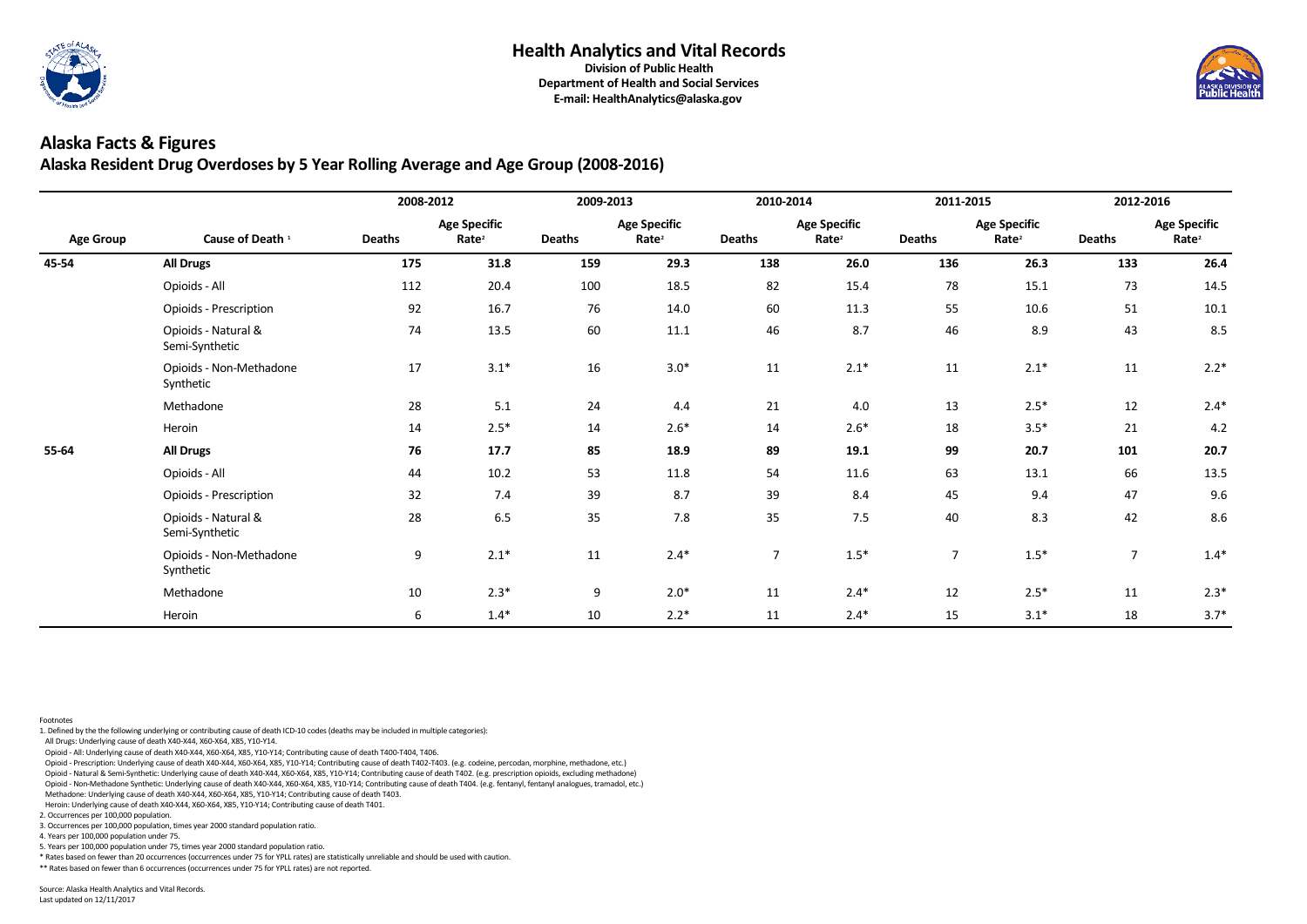# Health Analytics and Vital Records

**Division of Public Health**
**Department of Health and Social Services**
**E-mail: HealthAnalytics@alaska.gov**

## Alaska Facts & Figures

### Alaska Resident Drug Overdoses by 5 Year Rolling Average and Age Group (2008-2016)

| | | 2008-2012 | | 2009-2013 | | 2010-2014 | | 2011-2015 | | 2012-2016 | |
|---|---|---|---|---|---|---|---|---|---|---|---|
| **Age Group** | **Cause of Death** [1] | **Deaths** | **Age Specific Rate**[2] | **Deaths** | **Age Specific Rate**[2] | **Deaths** | **Age Specific Rate**[2] | **Deaths** | **Age Specific Rate**[2] | **Deaths** | **Age Specific Rate**[2] |
| **45-54** | **All Drugs** | **175** | **31.8** | **159** | **29.3** | **138** | **26.0** | **136** | **26.3** | **133** | **26.4** |
| | Opioids - All | 112 | 20.4 | 100 | 18.5 | 82 | 15.4 | 78 | 15.1 | 73 | 14.5 |
| | Opioids - Prescription | 92 | 16.7 | 76 | 14.0 | 60 | 11.3 | 55 | 10.6 | 51 | 10.1 |
| | Opioids - Natural & Semi-Synthetic | 74 | 13.5 | 60 | 11.1 | 46 | 8.7 | 46 | 8.9 | 43 | 8.5 |
| | Opioids - Non-Methadone Synthetic | 17 | 3.1* | 16 | 3.0* | 11 | 2.1* | 11 | 2.1* | 11 | 2.2* |
| | Methadone | 28 | 5.1 | 24 | 4.4 | 21 | 4.0 | 13 | 2.5* | 12 | 2.4* |
| | Heroin | 14 | 2.5* | 14 | 2.6* | 14 | 2.6* | 18 | 3.5* | 21 | 4.2 |
| **55-64** | **All Drugs** | **76** | **17.7** | **85** | **18.9** | **89** | **19.1** | **99** | **20.7** | **101** | **20.7** |
| | Opioids - All | 44 | 10.2 | 53 | 11.8 | 54 | 11.6 | 63 | 13.1 | 66 | 13.5 |
| | Opioids - Prescription | 32 | 7.4 | 39 | 8.7 | 39 | 8.4 | 45 | 9.4 | 47 | 9.6 |
| | Opioids - Natural & Semi-Synthetic | 28 | 6.5 | 35 | 7.8 | 35 | 7.5 | 40 | 8.3 | 42 | 8.6 |
| | Opioids - Non-Methadone Synthetic | 9 | 2.1* | 11 | 2.4* | 7 | 1.5* | 7 | 1.5* | 7 | 1.4* |
| | Methadone | 10 | 2.3* | 9 | 2.0* | 11 | 2.4* | 12 | 2.5* | 11 | 2.3* |
| | Heroin | 6 | 1.4* | 10 | 2.2* | 11 | 2.4* | 15 | 3.1* | 18 | 3.7* |

Footnotes

1. Defined by the the following underlying or contributing cause of death ICD-10 codes (deaths may be included in multiple categories):
   - All Drugs: Underlying cause of death X40-X44, X60-X64, X85, Y10-Y14.
   - Opioid - All: Underlying cause of death X40-X44, X60-X64, X85, Y10-Y14; Contributing cause of death T400-T404, T406.
   - Opioid - Prescription: Underlying cause of death X40-X44, X60-X64, X85, Y10-Y14; Contributing cause of death T402-T403. (e.g. codeine, percodan, morphine, methadone, etc.)
   - Opioid - Natural & Semi-Synthetic: Underlying cause of death X40-X44, X60-X64, X85, Y10-Y14; Contributing cause of death T402. (e.g. prescription opioids, excluding methadone)
   - Opioid - Non-Methadone Synthetic: Underlying cause of death X40-X44, X60-X64, X85, Y10-Y14; Contributing cause of death T404. (e.g. fentanyl, fentanyl analogues, tramadol, etc.)
   - Methadone: Underlying cause of death X40-X44, X60-X64, X85, Y10-Y14; Contributing cause of death T403.
   - Heroin: Underlying cause of death X40-X44, X60-X64, X85, Y10-Y14; Contributing cause of death T401.
2. Occurrences per 100,000 population.
3. Occurrences per 100,000 population, times year 2000 standard population ratio.
4. Years per 100,000 population under 75.
5. Years per 100,000 population under 75, times year 2000 standard population ratio.

\* Rates based on fewer than 20 occurrences (occurrences under 75 for YPLL rates) are statistically unreliable and should be used with caution.

\*\* Rates based on fewer than 6 occurrences (occurrences under 75 for YPLL rates) are not reported.

Source: Alaska Health Analytics and Vital Records.
Last updated on 12/11/2017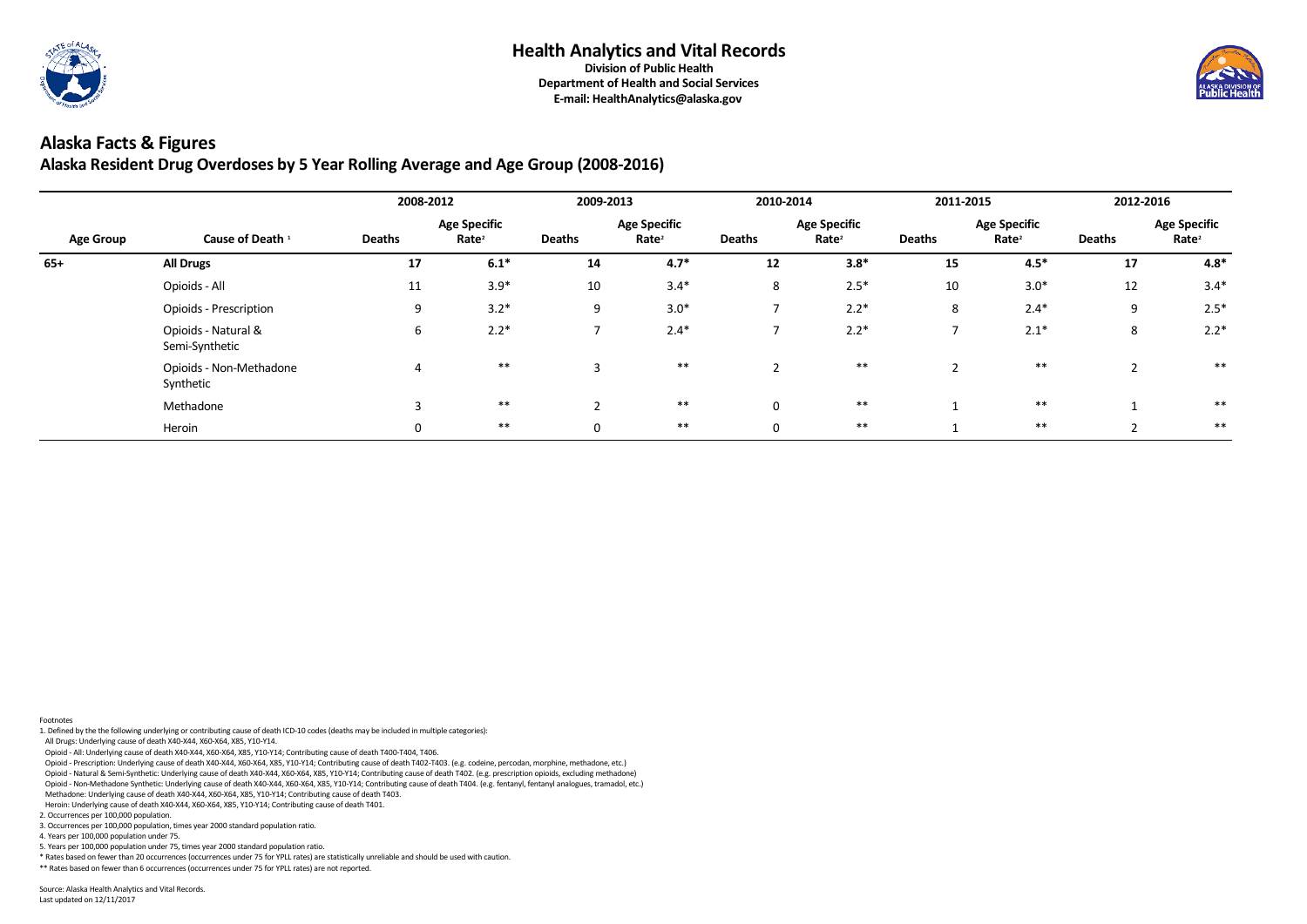# Health Analytics and Vital Records

**Division of Public Health**
**Department of Health and Social Services**
**E-mail: HealthAnalytics@alaska.gov**

## Alaska Facts & Figures

### Alaska Resident Drug Overdoses by 5 Year Rolling Average and Age Group (2008-2016)

| | | 2008-2012 | | 2009-2013 | | 2010-2014 | | 2011-2015 | | 2012-2016 | |
|---|---|---|---|---|---|---|---|---|---|---|---|
| **Age Group** | **Cause of Death [1]** | **Deaths** | **Age Specific Rate[2]** | **Deaths** | **Age Specific Rate[2]** | **Deaths** | **Age Specific Rate[2]** | **Deaths** | **Age Specific Rate[2]** | **Deaths** | **Age Specific Rate[2]** |
| 65+ | **All Drugs** | **17** | **6.1*** | **14** | **4.7*** | **12** | **3.8*** | **15** | **4.5*** | **17** | **4.8*** |
| | Opioids - All | 11 | 3.9* | 10 | 3.4* | 8 | 2.5* | 10 | 3.0* | 12 | 3.4* |
| | Opioids - Prescription | 9 | 3.2* | 9 | 3.0* | 7 | 2.2* | 8 | 2.4* | 9 | 2.5* |
| | Opioids - Natural & Semi-Synthetic | 6 | 2.2* | 7 | 2.4* | 7 | 2.2* | 7 | 2.1* | 8 | 2.2* |
| | Opioids - Non-Methadone Synthetic | 4 | ** | 3 | ** | 2 | ** | 2 | ** | 2 | ** |
| | Methadone | 3 | ** | 2 | ** | 0 | ** | 1 | ** | 1 | ** |
| | Heroin | 0 | ** | 0 | ** | 0 | ** | 1 | ** | 2 | ** |

Footnotes

1. Defined by the the following underlying or contributing cause of death ICD-10 codes (deaths may be included in multiple categories):
   - All Drugs: Underlying cause of death X40-X44, X60-X64, X85, Y10-Y14.
   - Opioid - All: Underlying cause of death X40-X44, X60-X64, X85, Y10-Y14; Contributing cause of death T400-T404, T406.
   - Opioid - Prescription: Underlying cause of death X40-X44, X60-X64, X85, Y10-Y14; Contributing cause of death T402-T403. (e.g. codeine, percodan, morphine, methadone, etc.)
   - Opioid - Natural & Semi-Synthetic: Underlying cause of death X40-X44, X60-X64, X85, Y10-Y14; Contributing cause of death T402. (e.g. prescription opioids, excluding methadone)
   - Opioid - Non-Methadone Synthetic: Underlying cause of death X40-X44, X60-X64, X85, Y10-Y14; Contributing cause of death T404. (e.g. fentanyl, fentanyl analogues, tramadol, etc.)
   - Methadone: Underlying cause of death X40-X44, X60-X64, X85, Y10-Y14; Contributing cause of death T403.
   - Heroin: Underlying cause of death X40-X44, X60-X64, X85, Y10-Y14; Contributing cause of death T401.
2. Occurrences per 100,000 population.
3. Occurrences per 100,000 population, times year 2000 standard population ratio.
4. Years per 100,000 population under 75.
5. Years per 100,000 population under 75, times year 2000 standard population ratio.

\* Rates based on fewer than 20 occurrences (occurrences under 75 for YPLL rates) are statistically unreliable and should be used with caution.

\** Rates based on fewer than 6 occurrences (occurrences under 75 for YPLL rates) are not reported.

Source: Alaska Health Analytics and Vital Records.
Last updated on 12/11/2017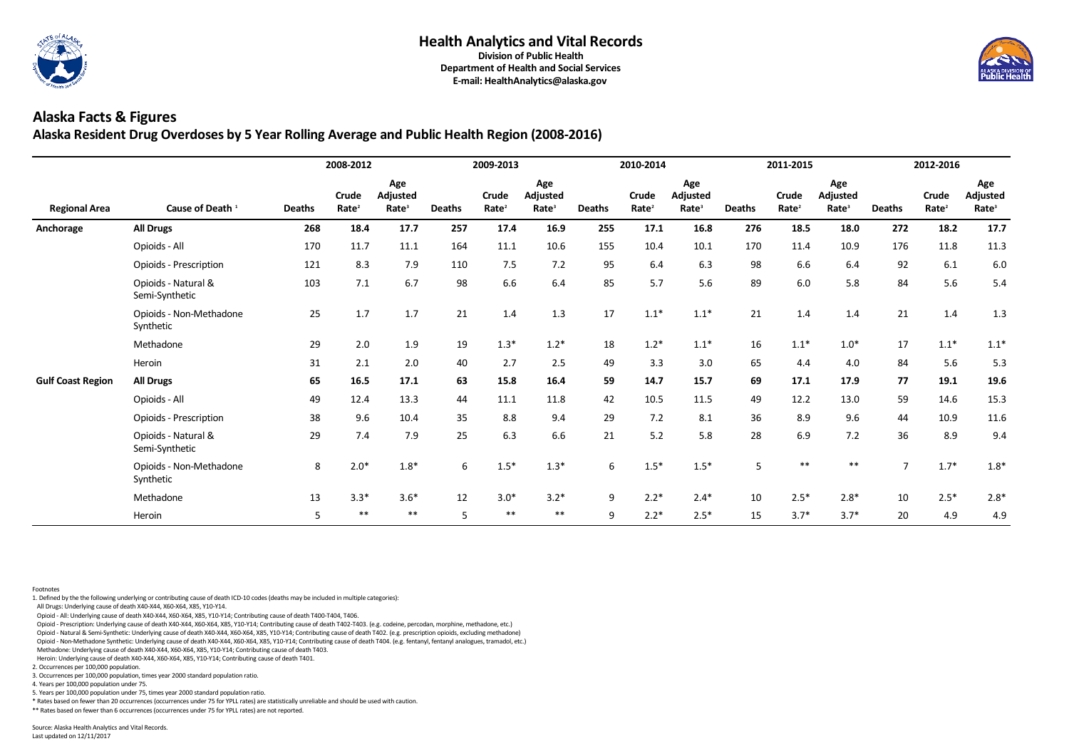## Health Analytics and Vital Records

**Division of Public Health**
**Department of Health and Social Services**
**E-mail: HealthAnalytics@alaska.gov**

# Alaska Facts & Figures

## Alaska Resident Drug Overdoses by 5 Year Rolling Average and Public Health Region (2008-2016)

| | | 2008-2012 | | | 2009-2013 | | | 2010-2014 | | | 2011-2015 | | | 2012-2016 | | |
|---|---|---|---|---|---|---|---|---|---|---|---|---|---|---|---|---|
| **Regional Area** | **Cause of Death [1]** | **Deaths** | **Crude Rate[2]** | **Age Adjusted Rate[3]** | **Deaths** | **Crude Rate[2]** | **Age Adjusted Rate[3]** | **Deaths** | **Crude Rate[2]** | **Age Adjusted Rate[3]** | **Deaths** | **Crude Rate[2]** | **Age Adjusted Rate[3]** | **Deaths** | **Crude Rate[2]** | **Age Adjusted Rate[3]** |
| **Anchorage** | **All Drugs** | **268** | **18.4** | **17.7** | **257** | **17.4** | **16.9** | **255** | **17.1** | **16.8** | **276** | **18.5** | **18.0** | **272** | **18.2** | **17.7** |
| | Opioids - All | 170 | 11.7 | 11.1 | 164 | 11.1 | 10.6 | 155 | 10.4 | 10.1 | 170 | 11.4 | 10.9 | 176 | 11.8 | 11.3 |
| | Opioids - Prescription | 121 | 8.3 | 7.9 | 110 | 7.5 | 7.2 | 95 | 6.4 | 6.3 | 98 | 6.6 | 6.4 | 92 | 6.1 | 6.0 |
| | Opioids - Natural & Semi-Synthetic | 103 | 7.1 | 6.7 | 98 | 6.6 | 6.4 | 85 | 5.7 | 5.6 | 89 | 6.0 | 5.8 | 84 | 5.6 | 5.4 |
| | Opioids - Non-Methadone Synthetic | 25 | 1.7 | 1.7 | 21 | 1.4 | 1.3 | 17 | 1.1* | 1.1* | 21 | 1.4 | 1.4 | 21 | 1.4 | 1.3 |
| | Methadone | 29 | 2.0 | 1.9 | 19 | 1.3* | 1.2* | 18 | 1.2* | 1.1* | 16 | 1.1* | 1.0* | 17 | 1.1* | 1.1* |
| | Heroin | 31 | 2.1 | 2.0 | 40 | 2.7 | 2.5 | 49 | 3.3 | 3.0 | 65 | 4.4 | 4.0 | 84 | 5.6 | 5.3 |
| **Gulf Coast Region** | **All Drugs** | **65** | **16.5** | **17.1** | **63** | **15.8** | **16.4** | **59** | **14.7** | **15.7** | **69** | **17.1** | **17.9** | **77** | **19.1** | **19.6** |
| | Opioids - All | 49 | 12.4 | 13.3 | 44 | 11.1 | 11.8 | 42 | 10.5 | 11.5 | 49 | 12.2 | 13.0 | 59 | 14.6 | 15.3 |
| | Opioids - Prescription | 38 | 9.6 | 10.4 | 35 | 8.8 | 9.4 | 29 | 7.2 | 8.1 | 36 | 8.9 | 9.6 | 44 | 10.9 | 11.6 |
| | Opioids - Natural & Semi-Synthetic | 29 | 7.4 | 7.9 | 25 | 6.3 | 6.6 | 21 | 5.2 | 5.8 | 28 | 6.9 | 7.2 | 36 | 8.9 | 9.4 |
| | Opioids - Non-Methadone Synthetic | 8 | 2.0* | 1.8* | 6 | 1.5* | 1.3* | 6 | 1.5* | 1.5* | 5 | ** | ** | 7 | 1.7* | 1.8* |
| | Methadone | 13 | 3.3* | 3.6* | 12 | 3.0* | 3.2* | 9 | 2.2* | 2.4* | 10 | 2.5* | 2.8* | 10 | 2.5* | 2.8* |
| | Heroin | 5 | ** | ** | 5 | ** | ** | 9 | 2.2* | 2.5* | 15 | 3.7* | 3.7* | 20 | 4.9 | 4.9 |

Footnotes

1. Defined by the the following underlying or contributing cause of death ICD-10 codes (deaths may be included in multiple categories):
   All Drugs: Underlying cause of death X40-X44, X60-X64, X85, Y10-Y14.
   Opioid - All: Underlying cause of death X40-X44, X60-X64, X85, Y10-Y14; Contributing cause of death T400-T404, T406.
   Opioid - Prescription: Underlying cause of death X40-X44, X60-X64, X85, Y10-Y14; Contributing cause of death T402-T403. (e.g. codeine, percodan, morphine, methadone, etc.)
   Opioid - Natural & Semi-Synthetic: Underlying cause of death X40-X44, X60-X64, X85, Y10-Y14; Contributing cause of death T402. (e.g. prescription opioids, excluding methadone)
   Opioid - Non-Methadone Synthetic: Underlying cause of death X40-X44, X60-X64, X85, Y10-Y14; Contributing cause of death T404. (e.g. fentanyl, fentanyl analogues, tramadol, etc.)
   Methadone: Underlying cause of death X40-X44, X60-X64, X85, Y10-Y14; Contributing cause of death T403.
   Heroin: Underlying cause of death X40-X44, X60-X64, X85, Y10-Y14; Contributing cause of death T401.
2. Occurrences per 100,000 population.
3. Occurrences per 100,000 population, times year 2000 standard population ratio.
4. Years per 100,000 population under 75.
5. Years per 100,000 population under 75, times year 2000 standard population ratio.

\* Rates based on fewer than 20 occurrences (occurrences under 75 for YPLL rates) are statistically unreliable and should be used with caution.

\*\* Rates based on fewer than 6 occurrences (occurrences under 75 for YPLL rates) are not reported.

Source: Alaska Health Analytics and Vital Records.
Last updated on 12/11/2017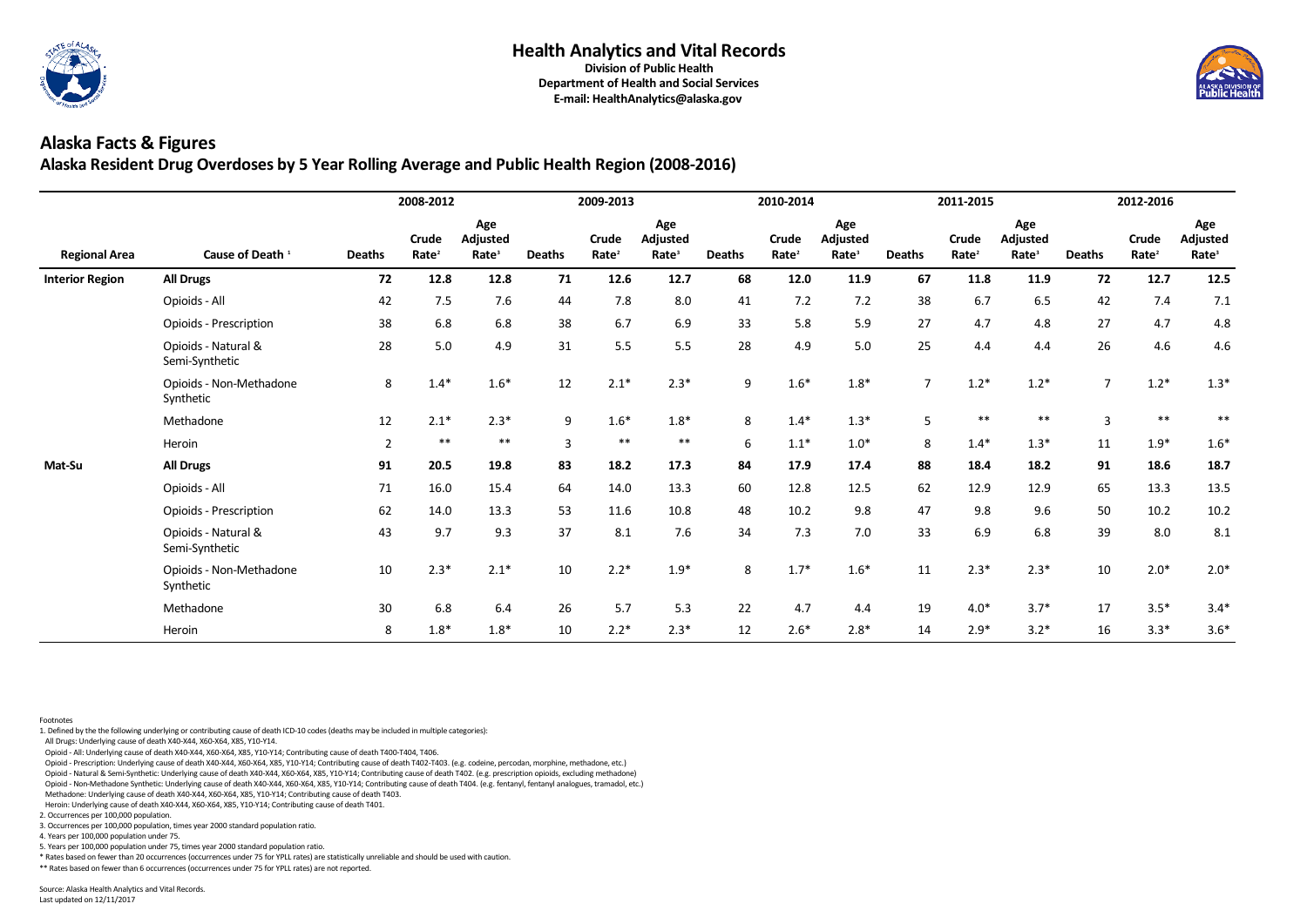# Health Analytics and Vital Records

**Division of Public Health**
**Department of Health and Social Services**
**E-mail: HealthAnalytics@alaska.gov**

## Alaska Facts & Figures

### Alaska Resident Drug Overdoses by 5 Year Rolling Average and Public Health Region (2008-2016)

| | | 2008-2012 | | | 2009-2013 | | | 2010-2014 | | | 2011-2015 | | | 2012-2016 | | |
|---|---|---|---|---|---|---|---|---|---|---|---|---|---|---|---|---|
| **Regional Area** | **Cause of Death [1]** | **Deaths** | **Crude Rate[2]** | **Age Adjusted Rate[3]** | **Deaths** | **Crude Rate[2]** | **Age Adjusted Rate[3]** | **Deaths** | **Crude Rate[2]** | **Age Adjusted Rate[3]** | **Deaths** | **Crude Rate[2]** | **Age Adjusted Rate[3]** | **Deaths** | **Crude Rate[2]** | **Age Adjusted Rate[3]** |
| **Interior Region** | **All Drugs** | **72** | **12.8** | **12.8** | **71** | **12.6** | **12.7** | **68** | **12.0** | **11.9** | **67** | **11.8** | **11.9** | **72** | **12.7** | **12.5** |
| | Opioids - All | 42 | 7.5 | 7.6 | 44 | 7.8 | 8.0 | 41 | 7.2 | 7.2 | 38 | 6.7 | 6.5 | 42 | 7.4 | 7.1 |
| | Opioids - Prescription | 38 | 6.8 | 6.8 | 38 | 6.7 | 6.9 | 33 | 5.8 | 5.9 | 27 | 4.7 | 4.8 | 27 | 4.7 | 4.8 |
| | Opioids - Natural & Semi-Synthetic | 28 | 5.0 | 4.9 | 31 | 5.5 | 5.5 | 28 | 4.9 | 5.0 | 25 | 4.4 | 4.4 | 26 | 4.6 | 4.6 |
| | Opioids - Non-Methadone Synthetic | 8 | 1.4* | 1.6* | 12 | 2.1* | 2.3* | 9 | 1.6* | 1.8* | 7 | 1.2* | 1.2* | 7 | 1.2* | 1.3* |
| | Methadone | 12 | 2.1* | 2.3* | 9 | 1.6* | 1.8* | 8 | 1.4* | 1.3* | 5 | ** | ** | 3 | ** | ** |
| | Heroin | 2 | ** | ** | 3 | ** | ** | 6 | 1.1* | 1.0* | 8 | 1.4* | 1.3* | 11 | 1.9* | 1.6* |
| **Mat-Su** | **All Drugs** | **91** | **20.5** | **19.8** | **83** | **18.2** | **17.3** | **84** | **17.9** | **17.4** | **88** | **18.4** | **18.2** | **91** | **18.6** | **18.7** |
| | Opioids - All | 71 | 16.0 | 15.4 | 64 | 14.0 | 13.3 | 60 | 12.8 | 12.5 | 62 | 12.9 | 12.9 | 65 | 13.3 | 13.5 |
| | Opioids - Prescription | 62 | 14.0 | 13.3 | 53 | 11.6 | 10.8 | 48 | 10.2 | 9.8 | 47 | 9.8 | 9.6 | 50 | 10.2 | 10.2 |
| | Opioids - Natural & Semi-Synthetic | 43 | 9.7 | 9.3 | 37 | 8.1 | 7.6 | 34 | 7.3 | 7.0 | 33 | 6.9 | 6.8 | 39 | 8.0 | 8.1 |
| | Opioids - Non-Methadone Synthetic | 10 | 2.3* | 2.1* | 10 | 2.2* | 1.9* | 8 | 1.7* | 1.6* | 11 | 2.3* | 2.3* | 10 | 2.0* | 2.0* |
| | Methadone | 30 | 6.8 | 6.4 | 26 | 5.7 | 5.3 | 22 | 4.7 | 4.4 | 19 | 4.0* | 3.7* | 17 | 3.5* | 3.4* |
| | Heroin | 8 | 1.8* | 1.8* | 10 | 2.2* | 2.3* | 12 | 2.6* | 2.8* | 14 | 2.9* | 3.2* | 16 | 3.3* | 3.6* |

Footnotes

1. Defined by the the following underlying or contributing cause of death ICD-10 codes (deaths may be included in multiple categories):
   All Drugs: Underlying cause of death X40-X44, X60-X64, X85, Y10-Y14.
   Opioid - All: Underlying cause of death X40-X44, X60-X64, X85, Y10-Y14; Contributing cause of death T400-T404, T406.
   Opioid - Prescription: Underlying cause of death X40-X44, X60-X64, X85, Y10-Y14; Contributing cause of death T402-T403. (e.g. codeine, percodan, morphine, methadone, etc.)
   Opioid - Natural & Semi-Synthetic: Underlying cause of death X40-X44, X60-X64, X85, Y10-Y14; Contributing cause of death T402. (e.g. prescription opioids, excluding methadone)
   Opioid - Non-Methadone Synthetic: Underlying cause of death X40-X44, X60-X64, X85, Y10-Y14; Contributing cause of death T404. (e.g. fentanyl, fentanyl analogues, tramadol, etc.)
   Methadone: Underlying cause of death X40-X44, X60-X64, X85, Y10-Y14; Contributing cause of death T403.
   Heroin: Underlying cause of death X40-X44, X60-X64, X85, Y10-Y14; Contributing cause of death T401.
2. Occurrences per 100,000 population.
3. Occurrences per 100,000 population, times year 2000 standard population ratio.
4. Years per 100,000 population under 75.
5. Years per 100,000 population under 75, times year 2000 standard population ratio.

\* Rates based on fewer than 20 occurrences (occurrences under 75 for YPLL rates) are statistically unreliable and should be used with caution.

\*\* Rates based on fewer than 6 occurrences (occurrences under 75 for YPLL rates) are not reported.

Source: Alaska Health Analytics and Vital Records.
Last updated on 12/11/2017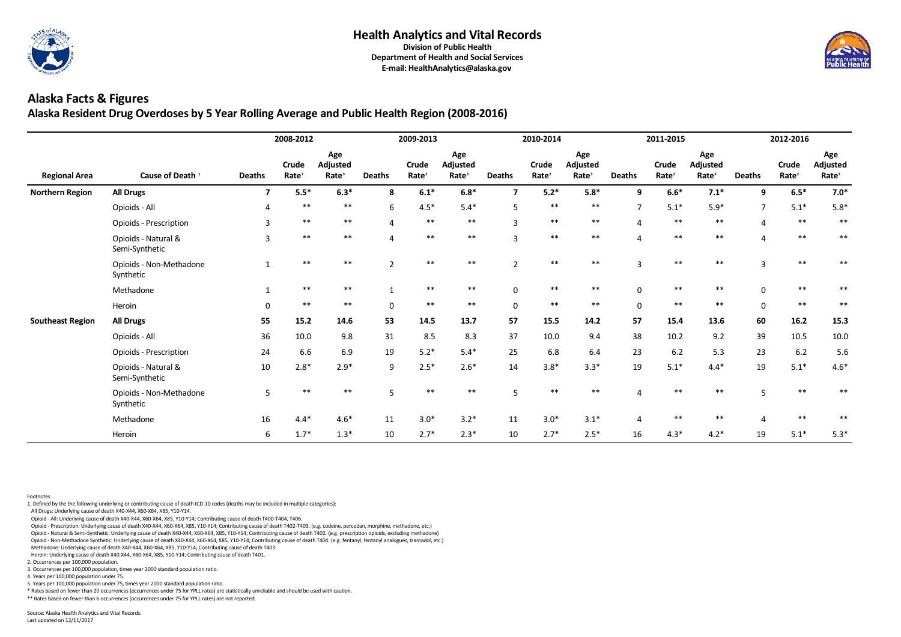# Health Analytics and Vital Records

**Division of Public Health**
**Department of Health and Social Services**
**E-mail: HealthAnalytics@alaska.gov**

## Alaska Facts & Figures

### Alaska Resident Drug Overdoses by 5 Year Rolling Average and Public Health Region (2008-2016)

| | | 2008-2012 | | | 2009-2013 | | | 2010-2014 | | | 2011-2015 | | | 2012-2016 | | |
|---|---|---|---|---|---|---|---|---|---|---|---|---|---|---|---|---|
| **Regional Area** | **Cause of Death** [1] | **Deaths** | **Crude Rate**[2] | **Age Adjusted Rate**[3] | **Deaths** | **Crude Rate**[2] | **Age Adjusted Rate**[3] | **Deaths** | **Crude Rate**[2] | **Age Adjusted Rate**[3] | **Deaths** | **Crude Rate**[2] | **Age Adjusted Rate**[3] | **Deaths** | **Crude Rate**[2] | **Age Adjusted Rate**[3] |
| **Northern Region** | **All Drugs** | **7** | **5.5*** | **6.3*** | **8** | **6.1*** | **6.8*** | **7** | **5.2*** | **5.8*** | **9** | **6.6*** | **7.1*** | **9** | **6.5*** | **7.0*** |
| | Opioids - All | 4 | ** | ** | 6 | 4.5* | 5.4* | 5 | ** | ** | 7 | 5.1* | 5.9* | 7 | 5.1* | 5.8* |
| | Opioids - Prescription | 3 | ** | ** | 4 | ** | ** | 3 | ** | ** | 4 | ** | ** | 4 | ** | ** |
| | Opioids - Natural & Semi-Synthetic | 3 | ** | ** | 4 | ** | ** | 3 | ** | ** | 4 | ** | ** | 4 | ** | ** |
| | Opioids - Non-Methadone Synthetic | 1 | ** | ** | 2 | ** | ** | 2 | ** | ** | 3 | ** | ** | 3 | ** | ** |
| | Methadone | 1 | ** | ** | 1 | ** | ** | 0 | ** | ** | 0 | ** | ** | 0 | ** | ** |
| | Heroin | 0 | ** | ** | 0 | ** | ** | 0 | ** | ** | 0 | ** | ** | 0 | ** | ** |
| **Southeast Region** | **All Drugs** | **55** | **15.2** | **14.6** | **53** | **14.5** | **13.7** | **57** | **15.5** | **14.2** | **57** | **15.4** | **13.6** | **60** | **16.2** | **15.3** |
| | Opioids - All | 36 | 10.0 | 9.8 | 31 | 8.5 | 8.3 | 37 | 10.0 | 9.4 | 38 | 10.2 | 9.2 | 39 | 10.5 | 10.0 |
| | Opioids - Prescription | 24 | 6.6 | 6.9 | 19 | 5.2* | 5.4* | 25 | 6.8 | 6.4 | 23 | 6.2 | 5.3 | 23 | 6.2 | 5.6 |
| | Opioids - Natural & Semi-Synthetic | 10 | 2.8* | 2.9* | 9 | 2.5* | 2.6* | 14 | 3.8* | 3.3* | 19 | 5.1* | 4.4* | 19 | 5.1* | 4.6* |
| | Opioids - Non-Methadone Synthetic | 5 | ** | ** | 5 | ** | ** | 5 | ** | ** | 4 | ** | ** | 5 | ** | ** |
| | Methadone | 16 | 4.4* | 4.6* | 11 | 3.0* | 3.2* | 11 | 3.0* | 3.1* | 4 | ** | ** | 4 | ** | ** |
| | Heroin | 6 | 1.7* | 1.3* | 10 | 2.7* | 2.3* | 10 | 2.7* | 2.5* | 16 | 4.3* | 4.2* | 19 | 5.1* | 5.3* |

Footnotes

1. Defined by the the following underlying or contributing cause of death ICD-10 codes (deaths may be included in multiple categories):
   All Drugs: Underlying cause of death X40-X44, X60-X64, X85, Y10-Y14.
   Opioid - All: Underlying cause of death X40-X44, X60-X64, X85, Y10-Y14; Contributing cause of death T400-T404, T406.
   Opioid - Prescription: Underlying cause of death X40-X44, X60-X64, X85, Y10-Y14; Contributing cause of death T402-T403. (e.g. codeine, percodan, morphine, methadone, etc.)
   Opioid - Natural & Semi-Synthetic: Underlying cause of death X40-X44, X60-X64, X85, Y10-Y14; Contributing cause of death T402. (e.g. prescription opioids, excluding methadone)
   Opioid - Non-Methadone Synthetic: Underlying cause of death X40-X44, X60-X64, X85, Y10-Y14; Contributing cause of death T404. (e.g. fentanyl, fentanyl analogues, tramadol, etc.)
   Methadone: Underlying cause of death X40-X44, X60-X64, X85, Y10-Y14; Contributing cause of death T403.
   Heroin: Underlying cause of death X40-X44, X60-X64, X85, Y10-Y14; Contributing cause of death T401.
2. Occurrences per 100,000 population.
3. Occurrences per 100,000 population, times year 2000 standard population ratio.
4. Years per 100,000 population under 75.
5. Years per 100,000 population under 75, times year 2000 standard population ratio.

\* Rates based on fewer than 20 occurrences (occurrences under 75 for YPLL rates) are statistically unreliable and should be used with caution.

\** Rates based on fewer than 6 occurrences (occurrences under 75 for YPLL rates) are not reported.

Source: Alaska Health Analytics and Vital Records.
Last updated on 12/11/2017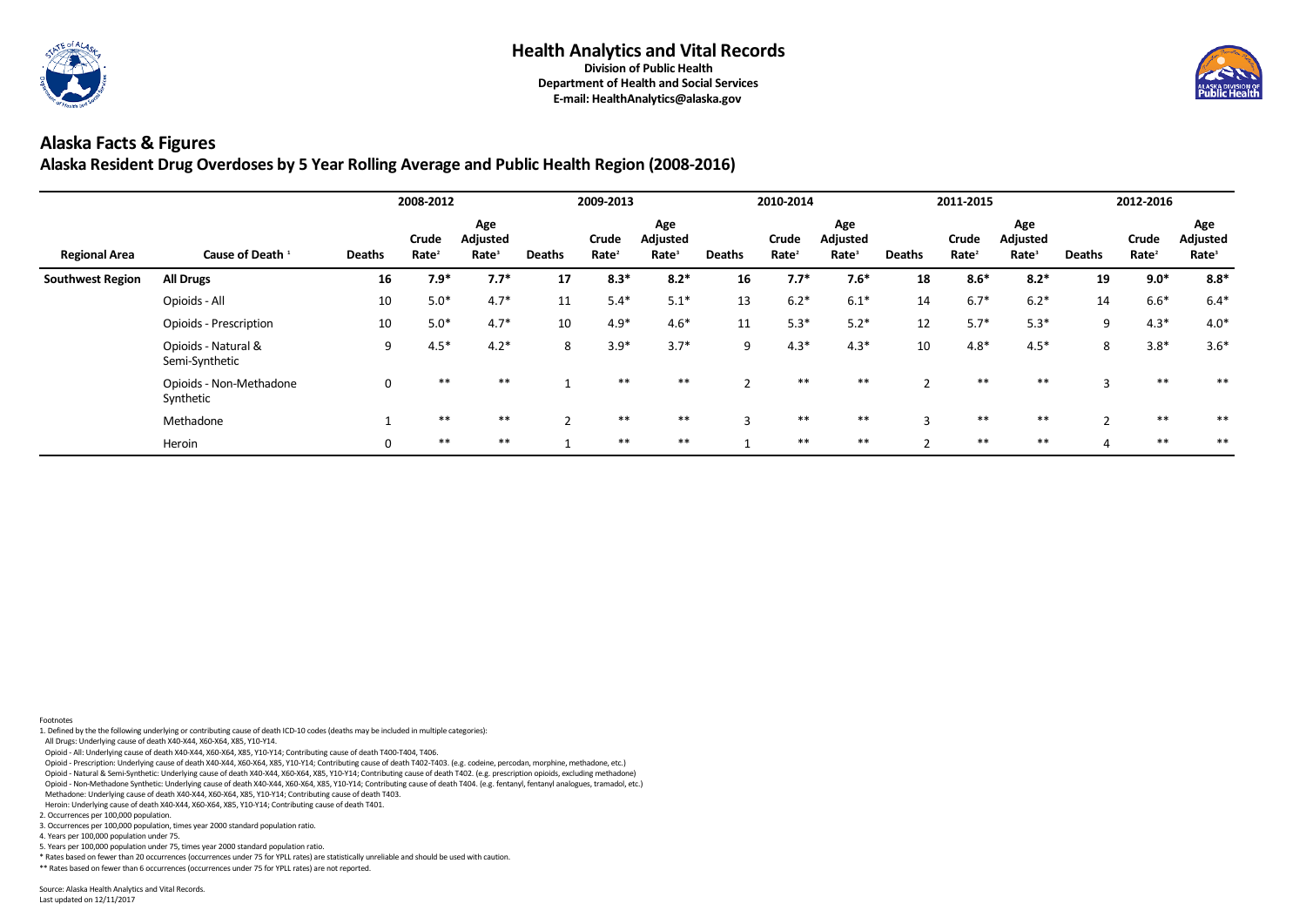# Health Analytics and Vital Records

**Division of Public Health**
**Department of Health and Social Services**
**E-mail: HealthAnalytics@alaska.gov**

## Alaska Facts & Figures

### Alaska Resident Drug Overdoses by 5 Year Rolling Average and Public Health Region (2008-2016)

| | | 2008-2012 | | | 2009-2013 | | | 2010-2014 | | | 2011-2015 | | | 2012-2016 | | |
|---|---|---|---|---|---|---|---|---|---|---|---|---|---|---|---|---|
| **Regional Area** | **Cause of Death [1]** | **Deaths** | **Crude Rate[2]** | **Age Adjusted Rate[3]** | **Deaths** | **Crude Rate[2]** | **Age Adjusted Rate[3]** | **Deaths** | **Crude Rate[2]** | **Age Adjusted Rate[3]** | **Deaths** | **Crude Rate[2]** | **Age Adjusted Rate[3]** | **Deaths** | **Crude Rate[2]** | **Age Adjusted Rate[3]** |
| **Southwest Region** | **All Drugs** | **16** | **7.9*** | **7.7*** | **17** | **8.3*** | **8.2*** | **16** | **7.7*** | **7.6*** | **18** | **8.6*** | **8.2*** | **19** | **9.0*** | **8.8*** |
| | Opioids - All | 10 | 5.0* | 4.7* | 11 | 5.4* | 5.1* | 13 | 6.2* | 6.1* | 14 | 6.7* | 6.2* | 14 | 6.6* | 6.4* |
| | Opioids - Prescription | 10 | 5.0* | 4.7* | 10 | 4.9* | 4.6* | 11 | 5.3* | 5.2* | 12 | 5.7* | 5.3* | 9 | 4.3* | 4.0* |
| | Opioids - Natural & Semi-Synthetic | 9 | 4.5* | 4.2* | 8 | 3.9* | 3.7* | 9 | 4.3* | 4.3* | 10 | 4.8* | 4.5* | 8 | 3.8* | 3.6* |
| | Opioids - Non-Methadone Synthetic | 0 | ** | ** | 1 | ** | ** | 2 | ** | ** | 2 | ** | ** | 3 | ** | ** |
| | Methadone | 1 | ** | ** | 2 | ** | ** | 3 | ** | ** | 3 | ** | ** | 2 | ** | ** |
| | Heroin | 0 | ** | ** | 1 | ** | ** | 1 | ** | ** | 2 | ** | ** | 4 | ** | ** |

Footnotes

1. Defined by the the following underlying or contributing cause of death ICD-10 codes (deaths may be included in multiple categories):
   All Drugs: Underlying cause of death X40-X44, X60-X64, X85, Y10-Y14.
   Opioid - All: Underlying cause of death X40-X44, X60-X64, X85, Y10-Y14; Contributing cause of death T400-T404, T406.
   Opioid - Prescription: Underlying cause of death X40-X44, X60-X64, X85, Y10-Y14; Contributing cause of death T402-T403. (e.g. codeine, percodan, morphine, methadone, etc.)
   Opioid - Natural & Semi-Synthetic: Underlying cause of death X40-X44, X60-X64, X85, Y10-Y14; Contributing cause of death T402. (e.g. prescription opioids, excluding methadone)
   Opioid - Non-Methadone Synthetic: Underlying cause of death X40-X44, X60-X64, X85, Y10-Y14; Contributing cause of death T404. (e.g. fentanyl, fentanyl analogues, tramadol, etc.)
   Methadone: Underlying cause of death X40-X44, X60-X64, X85, Y10-Y14; Contributing cause of death T403.
   Heroin: Underlying cause of death X40-X44, X60-X64, X85, Y10-Y14; Contributing cause of death T401.
2. Occurrences per 100,000 population.
3. Occurrences per 100,000 population, times year 2000 standard population ratio.
4. Years per 100,000 population under 75.
5. Years per 100,000 population under 75, times year 2000 standard population ratio.

\* Rates based on fewer than 20 occurrences (occurrences under 75 for YPLL rates) are statistically unreliable and should be used with caution.

** Rates based on fewer than 6 occurrences (occurrences under 75 for YPLL rates) are not reported.

Source: Alaska Health Analytics and Vital Records.
Last updated on 12/11/2017